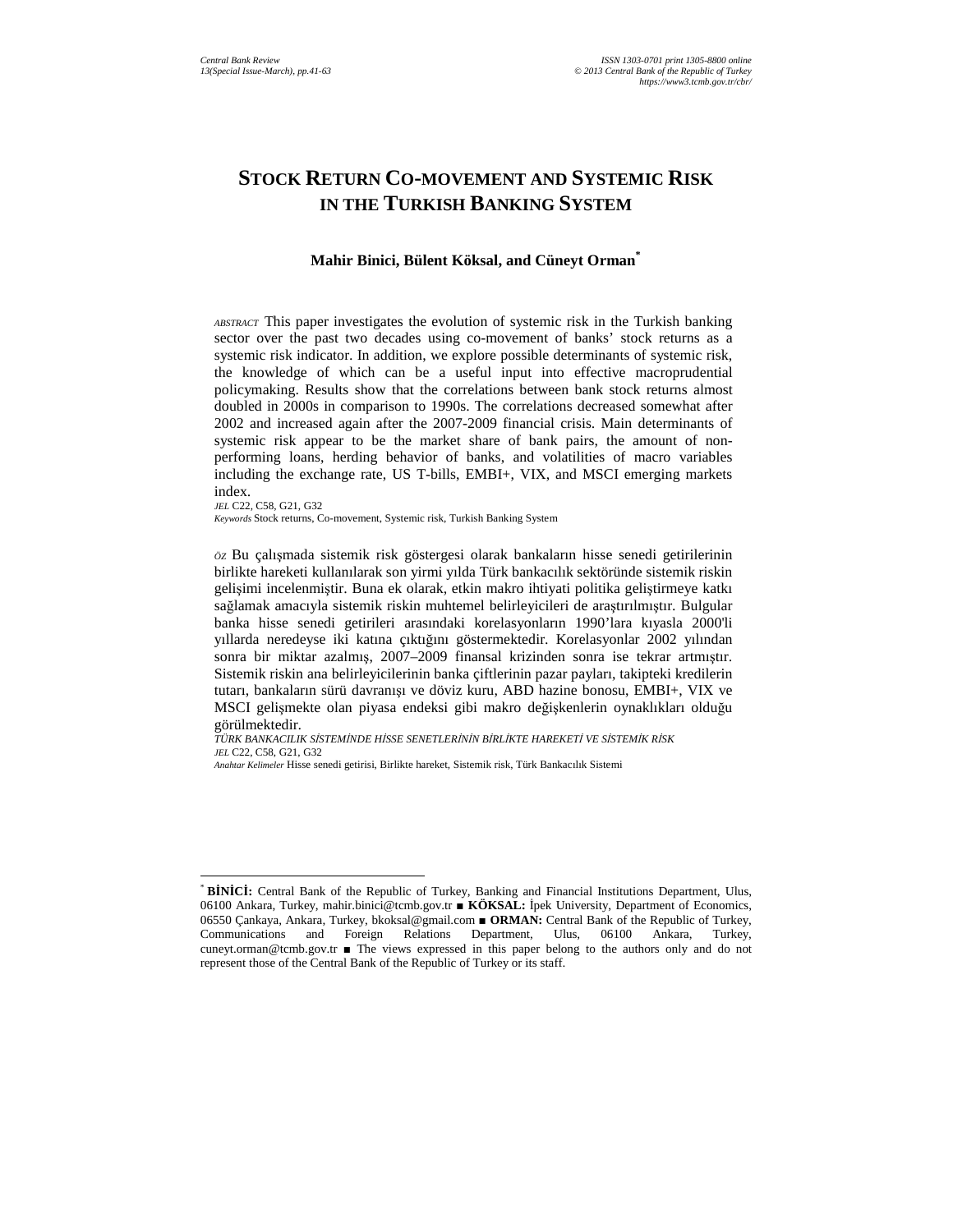# STOCK RETURN CO-MOVEMENT AND SYSTEMIC RISK IN THE TURKISH BANKING SYSTEM

**Mahir Binici, Bülent Köksal, and Cüneyt Orman***

*ABSTRACT* This paper investigates the evolution of systemic risk in the Turkish banking sector over the past two decades using co-movement of banks' stock returns as a systemic risk indicator. In addition, we explore possible determinants of systemic risk, the knowledge of which can be a useful input into effective macroprudential policymaking. Results show that the correlations between bank stock returns almost doubled in 2000s in comparison to 1990s. The correlations decreased somewhat after 2002 and increased again after the 2007-2009 financial crisis. Main determinants of systemic risk appear to be the market share of bank pairs, the amount of non-performing loans, herding behavior of banks, and volatilities of macro variables including the exchange rate, US T-bills, EMBI+, VIX, and MSCI emerging markets index.

*JEL* C22, C58, G21, G32

*Keywords* Stock returns, Co-movement, Systemic risk, Turkish Banking System

*ÖZ* Bu çalışmada sistemik risk göstergesi olarak bankaların hisse senedi getirilerinin birlikte hareketi kullanılarak son yirmi yılda Türk bankacılık sektöründe sistemik riskin gelişimi incelenmiştir. Buna ek olarak, etkin makro ihtiyati politika geliştirmeye katkı sağlamak amacıyla sistemik riskin muhtemel belirleyicileri de araştırılmıştır. Bulgular banka hisse senedi getirileri arasındaki korelasyonların 1990'lara kıyasla 2000'li yıllarda neredeyse iki katına çıktığını göstermektedir. Korelasyonlar 2002 yılından sonra bir miktar azalmış, 2007–2009 finansal krizinden sonra ise tekrar artmıştır. Sistemik riskin ana belirleyicilerinin banka çiftlerinin pazar payları, takipteki kredilerin tutarı, bankaların sürü davranışı ve döviz kuru, ABD hazine bonosu, EMBI+, VIX ve MSCI gelişmekte olan piyasa endeksi gibi makro değişkenlerin oynaklıkları olduğu görülmektedir.

*TÜRK BANKACILIK SİSTEMİNDE HİSSE SENETLERİNİN BİRLİKTE HAREKETİ VE SİSTEMİK RİSK*

*JEL* C22, C58, G21, G32

*Anahtar Kelimeler* Hisse senedi getirisi, Birlikte hareket, Sistemik risk, Türk Bankacılık Sistemi

---

\* **BİNİCİ:** Central Bank of the Republic of Turkey, Banking and Financial Institutions Department, Ulus, 06100 Ankara, Turkey, mahir.binici@tcmb.gov.tr ■ **KÖKSAL:** İpek University, Department of Economics, 06550 Çankaya, Ankara, Turkey, bkoksal@gmail.com ■ **ORMAN:** Central Bank of the Republic of Turkey, Communications and Foreign Relations Department, Ulus, 06100 Ankara, Turkey, cuneyt.orman@tcmb.gov.tr ■ The views expressed in this paper belong to the authors only and do not represent those of the Central Bank of the Republic of Turkey or its staff.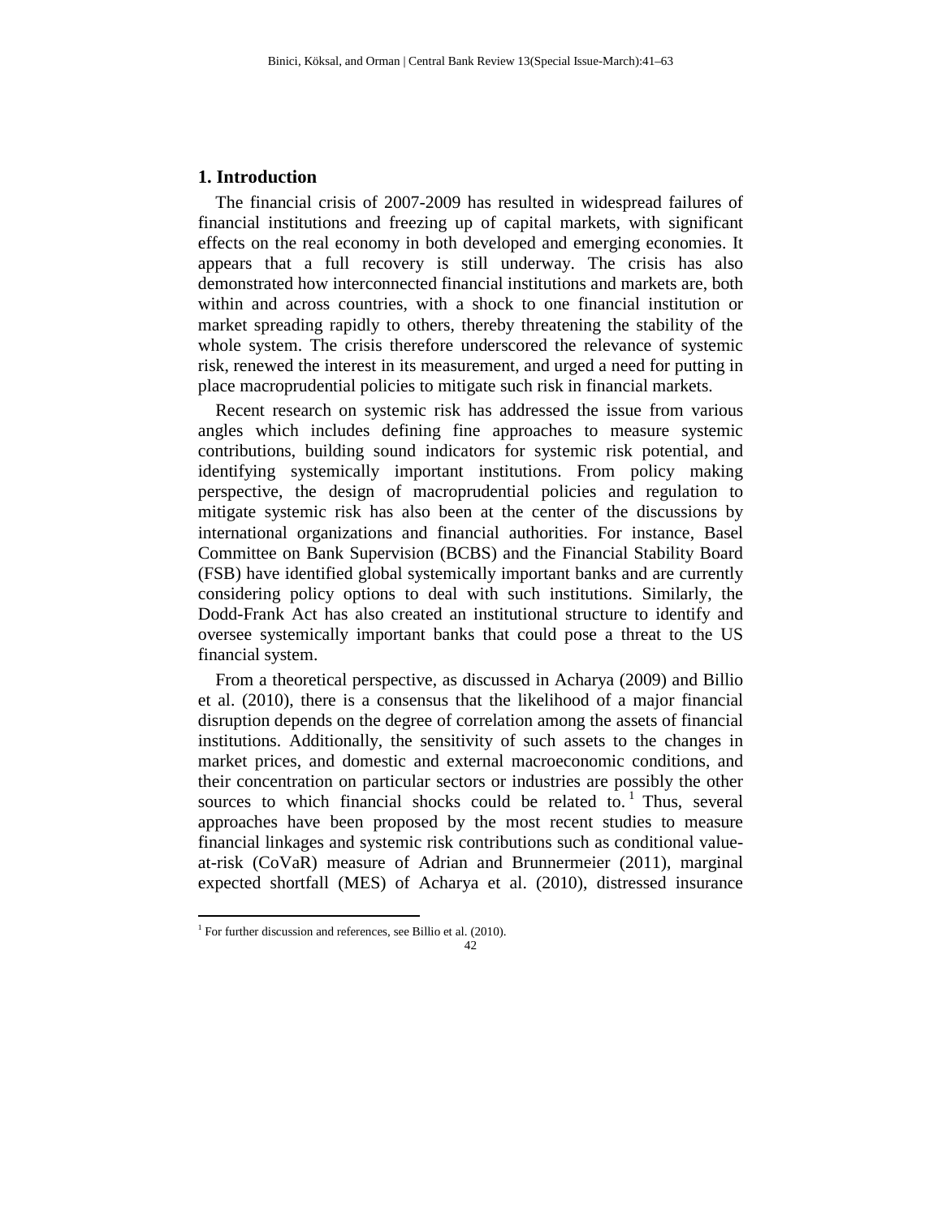## 1. Introduction

The financial crisis of 2007-2009 has resulted in widespread failures of financial institutions and freezing up of capital markets, with significant effects on the real economy in both developed and emerging economies. It appears that a full recovery is still underway. The crisis has also demonstrated how interconnected financial institutions and markets are, both within and across countries, with a shock to one financial institution or market spreading rapidly to others, thereby threatening the stability of the whole system. The crisis therefore underscored the relevance of systemic risk, renewed the interest in its measurement, and urged a need for putting in place macroprudential policies to mitigate such risk in financial markets.

Recent research on systemic risk has addressed the issue from various angles which includes defining fine approaches to measure systemic contributions, building sound indicators for systemic risk potential, and identifying systemically important institutions. From policy making perspective, the design of macroprudential policies and regulation to mitigate systemic risk has also been at the center of the discussions by international organizations and financial authorities. For instance, Basel Committee on Bank Supervision (BCBS) and the Financial Stability Board (FSB) have identified global systemically important banks and are currently considering policy options to deal with such institutions. Similarly, the Dodd-Frank Act has also created an institutional structure to identify and oversee systemically important banks that could pose a threat to the US financial system.

From a theoretical perspective, as discussed in Acharya (2009) and Billio et al. (2010), there is a consensus that the likelihood of a major financial disruption depends on the degree of correlation among the assets of financial institutions. Additionally, the sensitivity of such assets to the changes in market prices, and domestic and external macroeconomic conditions, and their concentration on particular sectors or industries are possibly the other sources to which financial shocks could be related to.[1] Thus, several approaches have been proposed by the most recent studies to measure financial linkages and systemic risk contributions such as conditional value-at-risk (CoVaR) measure of Adrian and Brunnermeier (2011), marginal expected shortfall (MES) of Acharya et al. (2010), distressed insurance

[1] For further discussion and references, see Billio et al. (2010).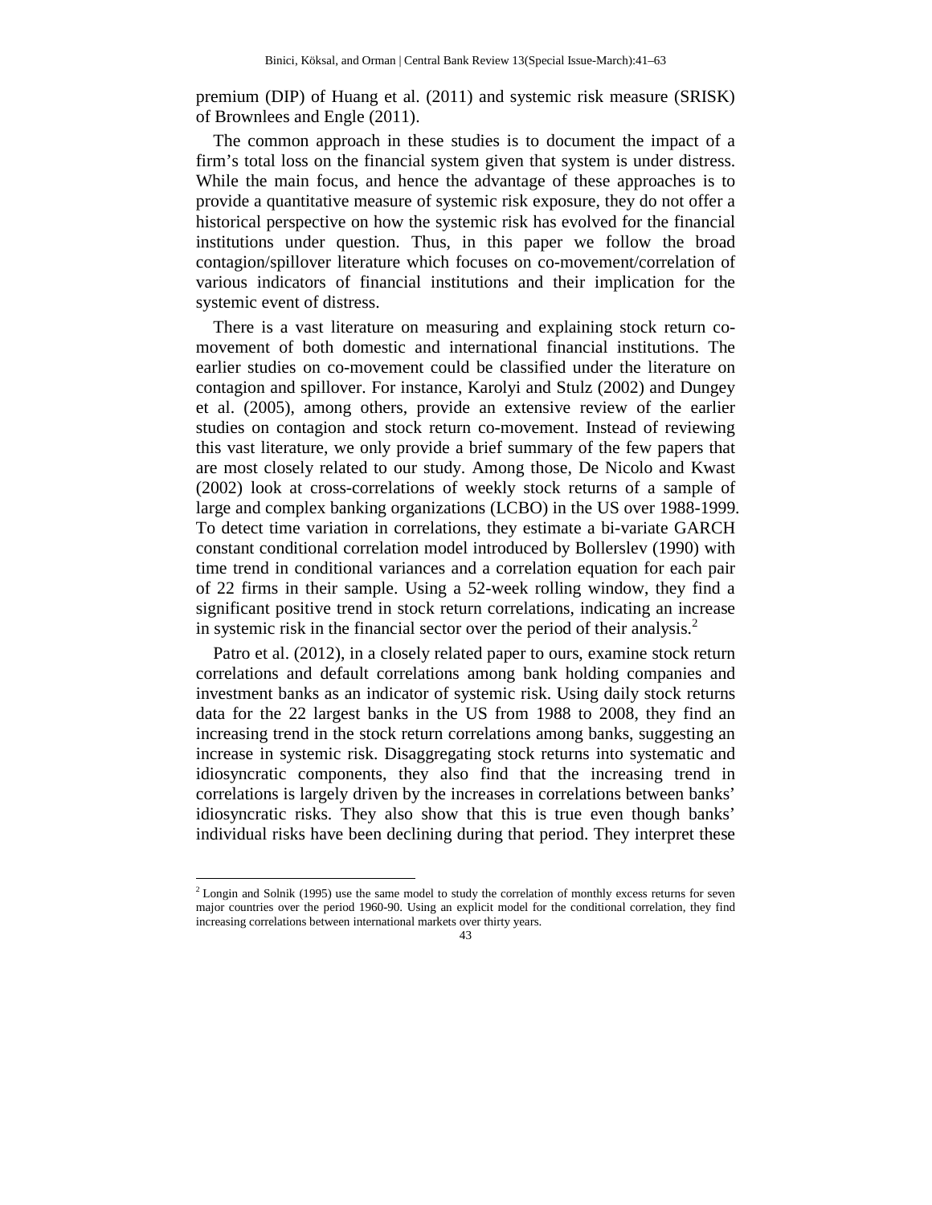premium (DIP) of Huang et al. (2011) and systemic risk measure (SRISK) of Brownlees and Engle (2011).

The common approach in these studies is to document the impact of a firm's total loss on the financial system given that system is under distress. While the main focus, and hence the advantage of these approaches is to provide a quantitative measure of systemic risk exposure, they do not offer a historical perspective on how the systemic risk has evolved for the financial institutions under question. Thus, in this paper we follow the broad contagion/spillover literature which focuses on co-movement/correlation of various indicators of financial institutions and their implication for the systemic event of distress.

There is a vast literature on measuring and explaining stock return co-movement of both domestic and international financial institutions. The earlier studies on co-movement could be classified under the literature on contagion and spillover. For instance, Karolyi and Stulz (2002) and Dungey et al. (2005), among others, provide an extensive review of the earlier studies on contagion and stock return co-movement. Instead of reviewing this vast literature, we only provide a brief summary of the few papers that are most closely related to our study. Among those, De Nicolo and Kwast (2002) look at cross-correlations of weekly stock returns of a sample of large and complex banking organizations (LCBO) in the US over 1988-1999. To detect time variation in correlations, they estimate a bi-variate GARCH constant conditional correlation model introduced by Bollerslev (1990) with time trend in conditional variances and a correlation equation for each pair of 22 firms in their sample. Using a 52-week rolling window, they find a significant positive trend in stock return correlations, indicating an increase in systemic risk in the financial sector over the period of their analysis.[2]

Patro et al. (2012), in a closely related paper to ours, examine stock return correlations and default correlations among bank holding companies and investment banks as an indicator of systemic risk. Using daily stock returns data for the 22 largest banks in the US from 1988 to 2008, they find an increasing trend in the stock return correlations among banks, suggesting an increase in systemic risk. Disaggregating stock returns into systematic and idiosyncratic components, they also find that the increasing trend in correlations is largely driven by the increases in correlations between banks' idiosyncratic risks. They also show that this is true even though banks' individual risks have been declining during that period. They interpret these

[2] Longin and Solnik (1995) use the same model to study the correlation of monthly excess returns for seven major countries over the period 1960-90. Using an explicit model for the conditional correlation, they find increasing correlations between international markets over thirty years.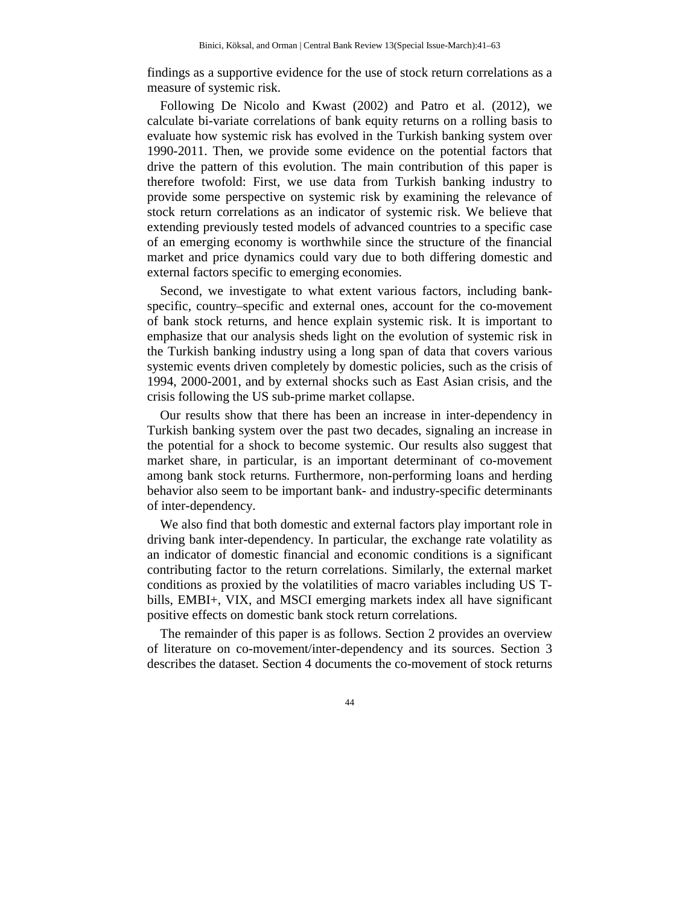findings as a supportive evidence for the use of stock return correlations as a measure of systemic risk.

Following De Nicolo and Kwast (2002) and Patro et al. (2012), we calculate bi-variate correlations of bank equity returns on a rolling basis to evaluate how systemic risk has evolved in the Turkish banking system over 1990-2011. Then, we provide some evidence on the potential factors that drive the pattern of this evolution. The main contribution of this paper is therefore twofold: First, we use data from Turkish banking industry to provide some perspective on systemic risk by examining the relevance of stock return correlations as an indicator of systemic risk. We believe that extending previously tested models of advanced countries to a specific case of an emerging economy is worthwhile since the structure of the financial market and price dynamics could vary due to both differing domestic and external factors specific to emerging economies.

Second, we investigate to what extent various factors, including bank-specific, country–specific and external ones, account for the co-movement of bank stock returns, and hence explain systemic risk. It is important to emphasize that our analysis sheds light on the evolution of systemic risk in the Turkish banking industry using a long span of data that covers various systemic events driven completely by domestic policies, such as the crisis of 1994, 2000-2001, and by external shocks such as East Asian crisis, and the crisis following the US sub-prime market collapse.

Our results show that there has been an increase in inter-dependency in Turkish banking system over the past two decades, signaling an increase in the potential for a shock to become systemic. Our results also suggest that market share, in particular, is an important determinant of co-movement among bank stock returns. Furthermore, non-performing loans and herding behavior also seem to be important bank- and industry-specific determinants of inter-dependency.

We also find that both domestic and external factors play important role in driving bank inter-dependency. In particular, the exchange rate volatility as an indicator of domestic financial and economic conditions is a significant contributing factor to the return correlations. Similarly, the external market conditions as proxied by the volatilities of macro variables including US T-bills, EMBI+, VIX, and MSCI emerging markets index all have significant positive effects on domestic bank stock return correlations.

The remainder of this paper is as follows. Section 2 provides an overview of literature on co-movement/inter-dependency and its sources. Section 3 describes the dataset. Section 4 documents the co-movement of stock returns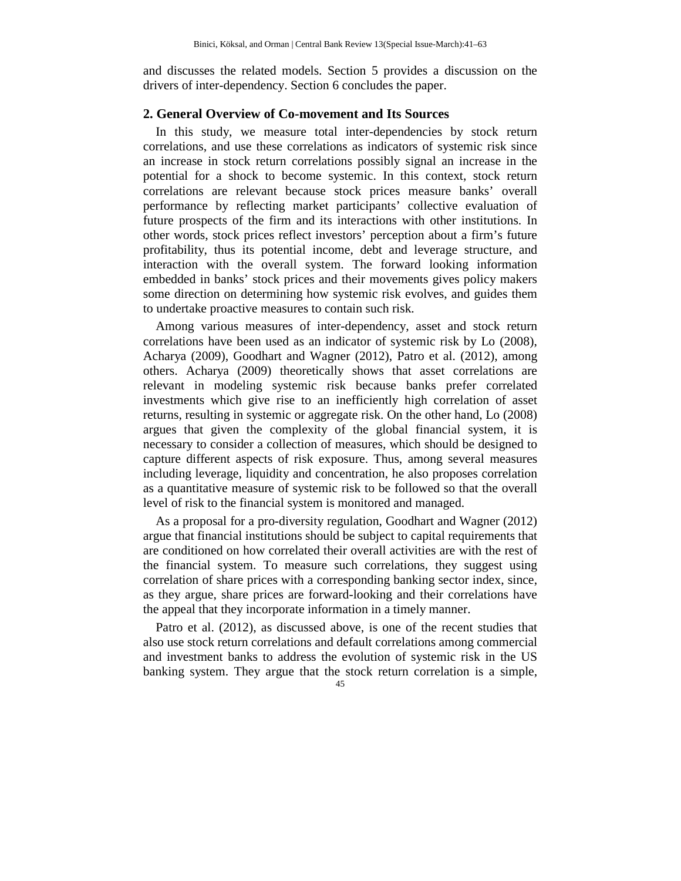and discusses the related models. Section 5 provides a discussion on the drivers of inter-dependency. Section 6 concludes the paper.

## 2. General Overview of Co-movement and Its Sources

In this study, we measure total inter-dependencies by stock return correlations, and use these correlations as indicators of systemic risk since an increase in stock return correlations possibly signal an increase in the potential for a shock to become systemic. In this context, stock return correlations are relevant because stock prices measure banks' overall performance by reflecting market participants' collective evaluation of future prospects of the firm and its interactions with other institutions. In other words, stock prices reflect investors' perception about a firm's future profitability, thus its potential income, debt and leverage structure, and interaction with the overall system. The forward looking information embedded in banks' stock prices and their movements gives policy makers some direction on determining how systemic risk evolves, and guides them to undertake proactive measures to contain such risk.

Among various measures of inter-dependency, asset and stock return correlations have been used as an indicator of systemic risk by Lo (2008), Acharya (2009), Goodhart and Wagner (2012), Patro et al. (2012), among others. Acharya (2009) theoretically shows that asset correlations are relevant in modeling systemic risk because banks prefer correlated investments which give rise to an inefficiently high correlation of asset returns, resulting in systemic or aggregate risk. On the other hand, Lo (2008) argues that given the complexity of the global financial system, it is necessary to consider a collection of measures, which should be designed to capture different aspects of risk exposure. Thus, among several measures including leverage, liquidity and concentration, he also proposes correlation as a quantitative measure of systemic risk to be followed so that the overall level of risk to the financial system is monitored and managed.

As a proposal for a pro-diversity regulation, Goodhart and Wagner (2012) argue that financial institutions should be subject to capital requirements that are conditioned on how correlated their overall activities are with the rest of the financial system. To measure such correlations, they suggest using correlation of share prices with a corresponding banking sector index, since, as they argue, share prices are forward-looking and their correlations have the appeal that they incorporate information in a timely manner.

Patro et al. (2012), as discussed above, is one of the recent studies that also use stock return correlations and default correlations among commercial and investment banks to address the evolution of systemic risk in the US banking system. They argue that the stock return correlation is a simple,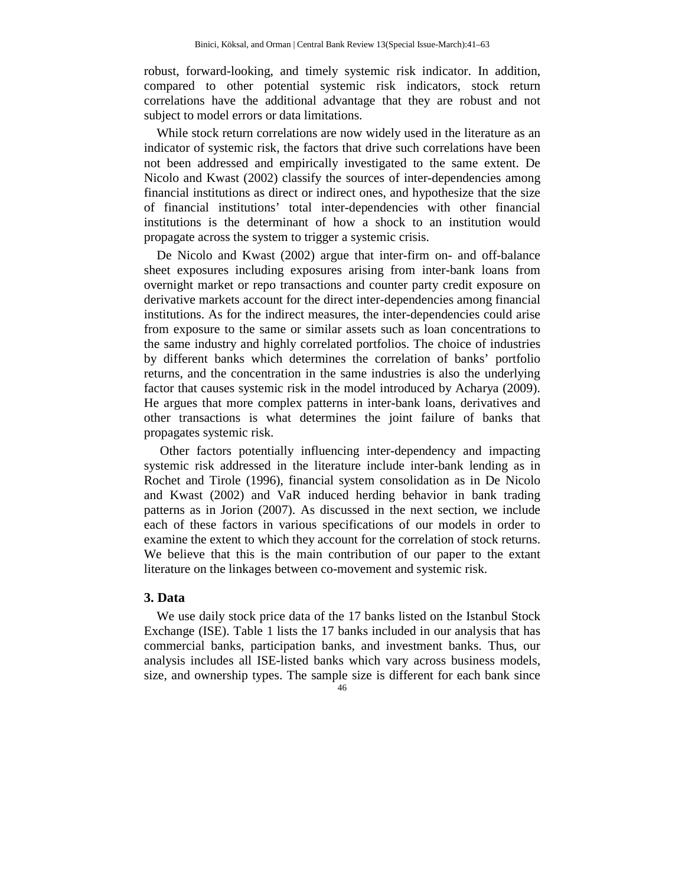robust, forward-looking, and timely systemic risk indicator. In addition, compared to other potential systemic risk indicators, stock return correlations have the additional advantage that they are robust and not subject to model errors or data limitations.

While stock return correlations are now widely used in the literature as an indicator of systemic risk, the factors that drive such correlations have been not been addressed and empirically investigated to the same extent. De Nicolo and Kwast (2002) classify the sources of inter-dependencies among financial institutions as direct or indirect ones, and hypothesize that the size of financial institutions' total inter-dependencies with other financial institutions is the determinant of how a shock to an institution would propagate across the system to trigger a systemic crisis.

De Nicolo and Kwast (2002) argue that inter-firm on- and off-balance sheet exposures including exposures arising from inter-bank loans from overnight market or repo transactions and counter party credit exposure on derivative markets account for the direct inter-dependencies among financial institutions. As for the indirect measures, the inter-dependencies could arise from exposure to the same or similar assets such as loan concentrations to the same industry and highly correlated portfolios. The choice of industries by different banks which determines the correlation of banks' portfolio returns, and the concentration in the same industries is also the underlying factor that causes systemic risk in the model introduced by Acharya (2009). He argues that more complex patterns in inter-bank loans, derivatives and other transactions is what determines the joint failure of banks that propagates systemic risk.

Other factors potentially influencing inter-dependency and impacting systemic risk addressed in the literature include inter-bank lending as in Rochet and Tirole (1996), financial system consolidation as in De Nicolo and Kwast (2002) and VaR induced herding behavior in bank trading patterns as in Jorion (2007). As discussed in the next section, we include each of these factors in various specifications of our models in order to examine the extent to which they account for the correlation of stock returns. We believe that this is the main contribution of our paper to the extant literature on the linkages between co-movement and systemic risk.

## 3. Data

We use daily stock price data of the 17 banks listed on the Istanbul Stock Exchange (ISE). Table 1 lists the 17 banks included in our analysis that has commercial banks, participation banks, and investment banks. Thus, our analysis includes all ISE-listed banks which vary across business models, size, and ownership types. The sample size is different for each bank since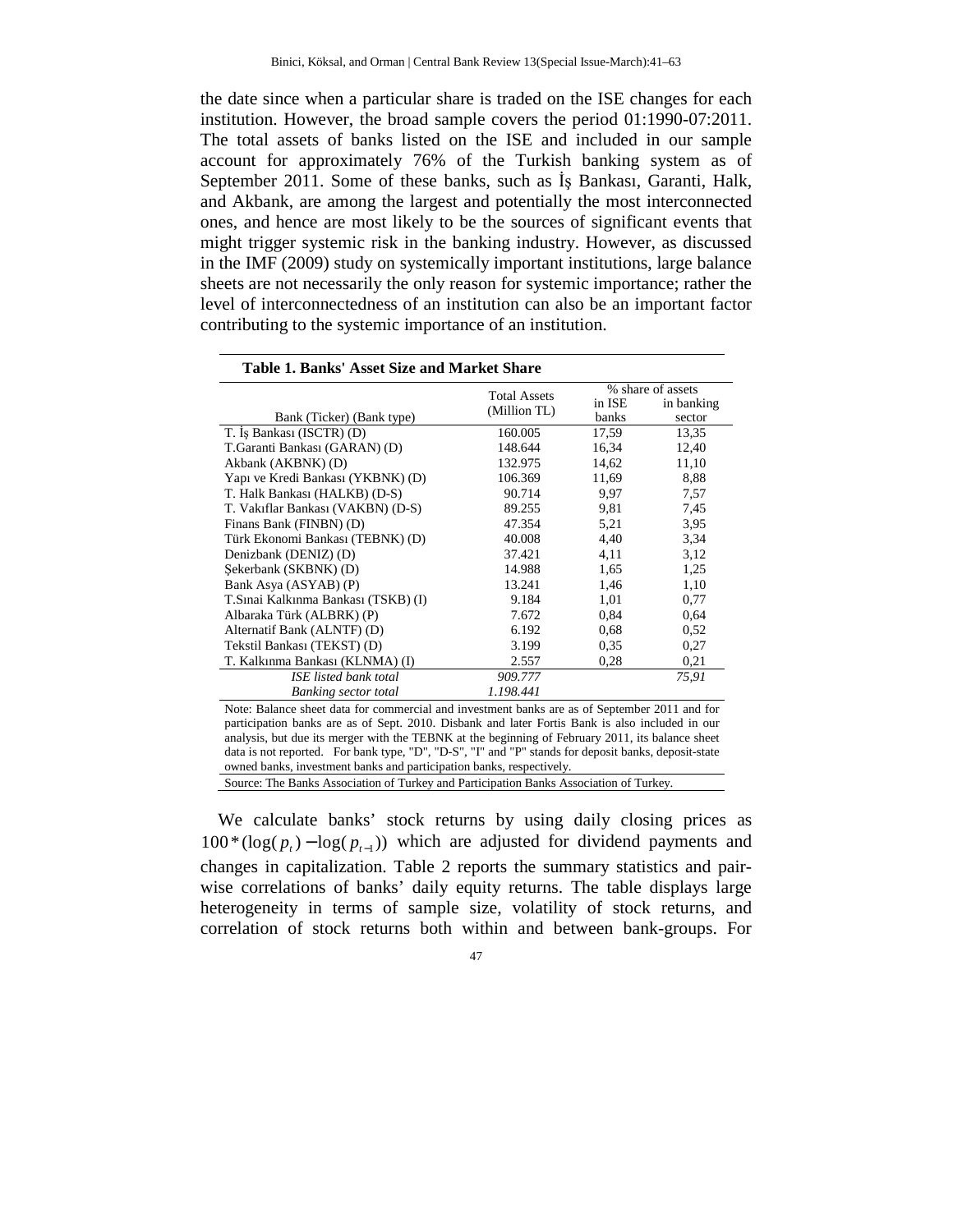the date since when a particular share is traded on the ISE changes for each institution. However, the broad sample covers the period 01:1990-07:2011. The total assets of banks listed on the ISE and included in our sample account for approximately 76% of the Turkish banking system as of September 2011. Some of these banks, such as İş Bankası, Garanti, Halk, and Akbank, are among the largest and potentially the most interconnected ones, and hence are most likely to be the sources of significant events that might trigger systemic risk in the banking industry. However, as discussed in the IMF (2009) study on systemically important institutions, large balance sheets are not necessarily the only reason for systemic importance; rather the level of interconnectedness of an institution can also be an important factor contributing to the systemic importance of an institution.

**Table 1. Banks' Asset Size and Market Share**

| Bank (Ticker) (Bank type) | Total Assets (Million TL) | % share of assets | |
|---|---|---|---|
| | | in ISE banks | in banking sector |
| T. İş Bankası (ISCTR) (D) | 160.005 | 17,59 | 13,35 |
| T.Garanti Bankası (GARAN) (D) | 148.644 | 16,34 | 12,40 |
| Akbank (AKBNK) (D) | 132.975 | 14,62 | 11,10 |
| Yapı ve Kredi Bankası (YKBNK) (D) | 106.369 | 11,69 | 8,88 |
| T. Halk Bankası (HALKB) (D-S) | 90.714 | 9,97 | 7,57 |
| T. Vakıflar Bankası (VAKBN) (D-S) | 89.255 | 9,81 | 7,45 |
| Finans Bank (FINBN) (D) | 47.354 | 5,21 | 3,95 |
| Türk Ekonomi Bankası (TEBNK) (D) | 40.008 | 4,40 | 3,34 |
| Denizbank (DENIZ) (D) | 37.421 | 4,11 | 3,12 |
| Şekerbank (SKBNK) (D) | 14.988 | 1,65 | 1,25 |
| Bank Asya (ASYAB) (P) | 13.241 | 1,46 | 1,10 |
| T.Sınai Kalkınma Bankası (TSKB) (I) | 9.184 | 1,01 | 0,77 |
| Albaraka Türk (ALBRK) (P) | 7.672 | 0,84 | 0,64 |
| Alternatif Bank (ALNTF) (D) | 6.192 | 0,68 | 0,52 |
| Tekstil Bankası (TEKST) (D) | 3.199 | 0,35 | 0,27 |
| T. Kalkınma Bankası (KLNMA) (I) | 2.557 | 0,28 | 0,21 |
| *ISE listed bank total* | *909.777* | | *75,91* |
| *Banking sector total* | *1.198.441* | | |

Note: Balance sheet data for commercial and investment banks are as of September 2011 and for participation banks are as of Sept. 2010. Disbank and later Fortis Bank is also included in our analysis, but due its merger with the TEBNK at the beginning of February 2011, its balance sheet data is not reported. For bank type, "D", "D-S", "I" and "P" stands for deposit banks, deposit-state owned banks, investment banks and participation banks, respectively.

Source: The Banks Association of Turkey and Participation Banks Association of Turkey.

We calculate banks' stock returns by using daily closing prices as $100*(\log(p_t)-\log(p_{t-1}))$ which are adjusted for dividend payments and changes in capitalization. Table 2 reports the summary statistics and pair-wise correlations of banks' daily equity returns. The table displays large heterogeneity in terms of sample size, volatility of stock returns, and correlation of stock returns both within and between bank-groups. For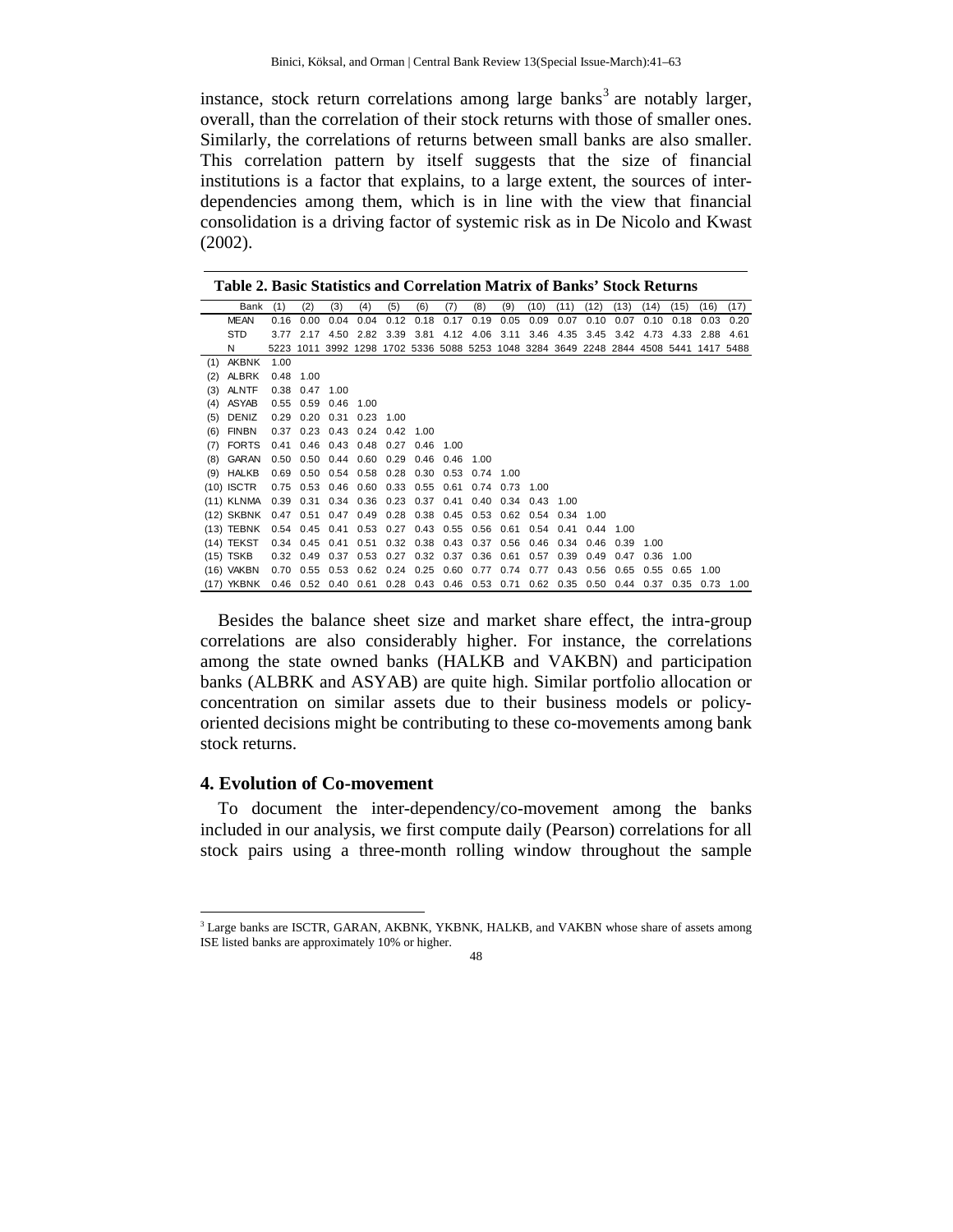instance, stock return correlations among large banks[3] are notably larger, overall, than the correlation of their stock returns with those of smaller ones. Similarly, the correlations of returns between small banks are also smaller. This correlation pattern by itself suggests that the size of financial institutions is a factor that explains, to a large extent, the sources of inter-dependencies among them, which is in line with the view that financial consolidation is a driving factor of systemic risk as in De Nicolo and Kwast (2002).

**Table 2. Basic Statistics and Correlation Matrix of Banks' Stock Returns**

| | Bank | (1) | (2) | (3) | (4) | (5) | (6) | (7) | (8) | (9) | (10) | (11) | (12) | (13) | (14) | (15) | (16) | (17) |
|---|---|---|---|---|---|---|---|---|---|---|---|---|---|---|---|---|---|---|
| | MEAN | 0.16 | 0.00 | 0.04 | 0.04 | 0.12 | 0.18 | 0.17 | 0.19 | 0.05 | 0.09 | 0.07 | 0.10 | 0.07 | 0.10 | 0.18 | 0.03 | 0.20 |
| | STD | 3.77 | 2.17 | 4.50 | 2.82 | 3.39 | 3.81 | 4.12 | 4.06 | 3.11 | 3.46 | 4.35 | 3.45 | 3.42 | 4.73 | 4.33 | 2.88 | 4.61 |
| | N | 5223 | 1011 | 3992 | 1298 | 1702 | 5336 | 5088 | 5253 | 1048 | 3284 | 3649 | 2248 | 2844 | 4508 | 5441 | 1417 | 5488 |
| (1) | AKBNK | 1.00 | | | | | | | | | | | | | | | | |
| (2) | ALBRK | 0.48 | 1.00 | | | | | | | | | | | | | | | |
| (3) | ALNTF | 0.38 | 0.47 | 1.00 | | | | | | | | | | | | | | |
| (4) | ASYAB | 0.55 | 0.59 | 0.46 | 1.00 | | | | | | | | | | | | | |
| (5) | DENIZ | 0.29 | 0.20 | 0.31 | 0.23 | 1.00 | | | | | | | | | | | | |
| (6) | FINBN | 0.37 | 0.23 | 0.43 | 0.24 | 0.42 | 1.00 | | | | | | | | | | | |
| (7) | FORTS | 0.41 | 0.46 | 0.43 | 0.48 | 0.27 | 0.46 | 1.00 | | | | | | | | | | |
| (8) | GARAN | 0.50 | 0.50 | 0.44 | 0.60 | 0.29 | 0.46 | 0.46 | 1.00 | | | | | | | | | |
| (9) | HALKB | 0.69 | 0.50 | 0.54 | 0.58 | 0.28 | 0.30 | 0.53 | 0.74 | 1.00 | | | | | | | | |
| (10) | ISCTR | 0.75 | 0.53 | 0.46 | 0.60 | 0.33 | 0.55 | 0.61 | 0.74 | 0.73 | 1.00 | | | | | | | |
| (11) | KLNMA | 0.39 | 0.31 | 0.34 | 0.36 | 0.23 | 0.37 | 0.41 | 0.40 | 0.34 | 0.43 | 1.00 | | | | | | |
| (12) | SKBNK | 0.47 | 0.51 | 0.47 | 0.49 | 0.28 | 0.38 | 0.45 | 0.53 | 0.62 | 0.54 | 0.34 | 1.00 | | | | | |
| (13) | TEBNK | 0.54 | 0.45 | 0.41 | 0.53 | 0.27 | 0.43 | 0.55 | 0.56 | 0.61 | 0.54 | 0.41 | 0.44 | 1.00 | | | | |
| (14) | TEKST | 0.34 | 0.45 | 0.41 | 0.51 | 0.32 | 0.38 | 0.43 | 0.37 | 0.56 | 0.46 | 0.34 | 0.46 | 0.39 | 1.00 | | | |
| (15) | TSKB | 0.32 | 0.49 | 0.37 | 0.53 | 0.27 | 0.32 | 0.37 | 0.36 | 0.61 | 0.57 | 0.39 | 0.49 | 0.47 | 0.36 | 1.00 | | |
| (16) | VAKBN | 0.70 | 0.55 | 0.53 | 0.62 | 0.24 | 0.25 | 0.60 | 0.77 | 0.74 | 0.77 | 0.43 | 0.56 | 0.65 | 0.55 | 0.65 | 1.00 | |
| (17) | YKBNK | 0.46 | 0.52 | 0.40 | 0.61 | 0.28 | 0.43 | 0.46 | 0.53 | 0.71 | 0.62 | 0.35 | 0.50 | 0.44 | 0.37 | 0.35 | 0.73 | 1.00 |

Besides the balance sheet size and market share effect, the intra-group correlations are also considerably higher. For instance, the correlations among the state owned banks (HALKB and VAKBN) and participation banks (ALBRK and ASYAB) are quite high. Similar portfolio allocation or concentration on similar assets due to their business models or policy-oriented decisions might be contributing to these co-movements among bank stock returns.

## 4. Evolution of Co-movement

To document the inter-dependency/co-movement among the banks included in our analysis, we first compute daily (Pearson) correlations for all stock pairs using a three-month rolling window throughout the sample

[3] Large banks are ISCTR, GARAN, AKBNK, YKBNK, HALKB, and VAKBN whose share of assets among ISE listed banks are approximately 10% or higher.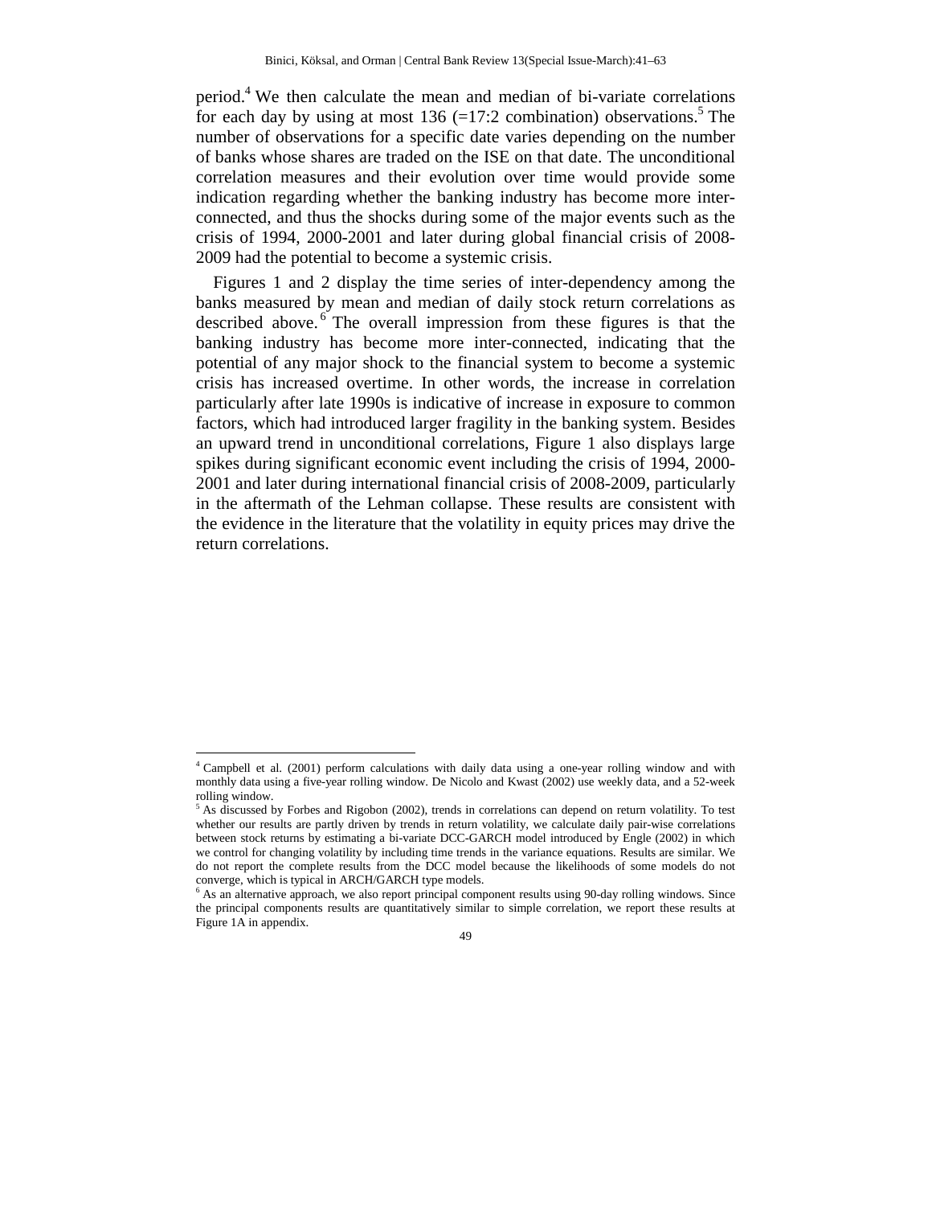period.[4] We then calculate the mean and median of bi-variate correlations for each day by using at most 136 (=17:2 combination) observations.[5] The number of observations for a specific date varies depending on the number of banks whose shares are traded on the ISE on that date. The unconditional correlation measures and their evolution over time would provide some indication regarding whether the banking industry has become more inter-connected, and thus the shocks during some of the major events such as the crisis of 1994, 2000-2001 and later during global financial crisis of 2008-2009 had the potential to become a systemic crisis.

Figures 1 and 2 display the time series of inter-dependency among the banks measured by mean and median of daily stock return correlations as described above.[6] The overall impression from these figures is that the banking industry has become more inter-connected, indicating that the potential of any major shock to the financial system to become a systemic crisis has increased overtime. In other words, the increase in correlation particularly after late 1990s is indicative of increase in exposure to common factors, which had introduced larger fragility in the banking system. Besides an upward trend in unconditional correlations, Figure 1 also displays large spikes during significant economic event including the crisis of 1994, 2000-2001 and later during international financial crisis of 2008-2009, particularly in the aftermath of the Lehman collapse. These results are consistent with the evidence in the literature that the volatility in equity prices may drive the return correlations.

---

[4] Campbell et al. (2001) perform calculations with daily data using a one-year rolling window and with monthly data using a five-year rolling window. De Nicolo and Kwast (2002) use weekly data, and a 52-week rolling window.

[5] As discussed by Forbes and Rigobon (2002), trends in correlations can depend on return volatility. To test whether our results are partly driven by trends in return volatility, we calculate daily pair-wise correlations between stock returns by estimating a bi-variate DCC-GARCH model introduced by Engle (2002) in which we control for changing volatility by including time trends in the variance equations. Results are similar. We do not report the complete results from the DCC model because the likelihoods of some models do not converge, which is typical in ARCH/GARCH type models.

[6] As an alternative approach, we also report principal component results using 90-day rolling windows. Since the principal components results are quantitatively similar to simple correlation, we report these results at Figure 1A in appendix.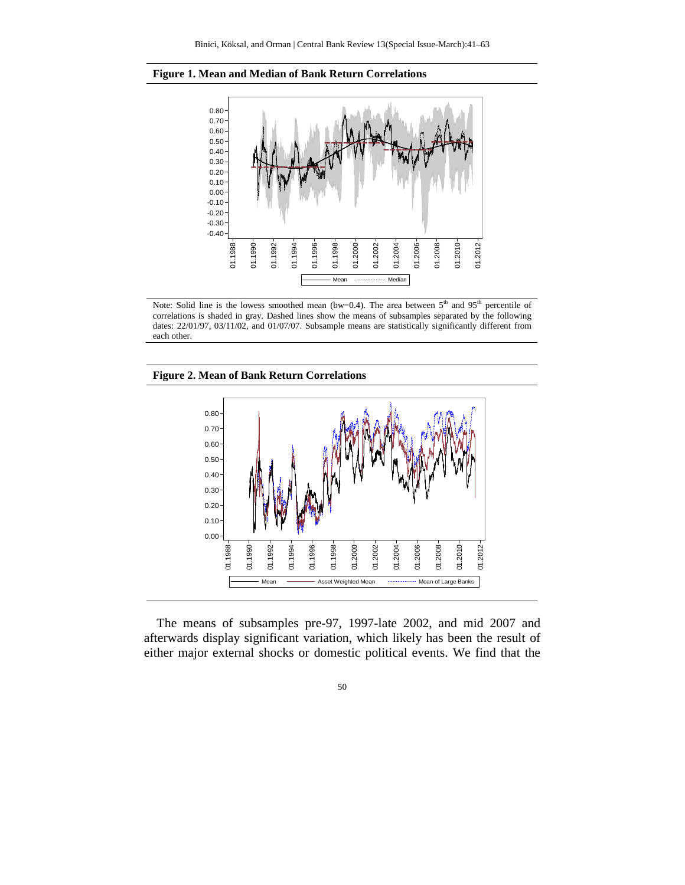**Figure 1. Mean and Median of Bank Return Correlations**

Note: Solid line is the lowess smoothed mean (bw=0.4). The area between 5[th] and 95[th] percentile of correlations is shaded in gray. Dashed lines show the means of subsamples separated by the following dates: 22/01/97, 03/11/02, and 01/07/07. Subsample means are statistically significantly different from each other.

**Figure 2. Mean of Bank Return Correlations**

The means of subsamples pre-97, 1997-late 2002, and mid 2007 and afterwards display significant variation, which likely has been the result of either major external shocks or domestic political events. We find that the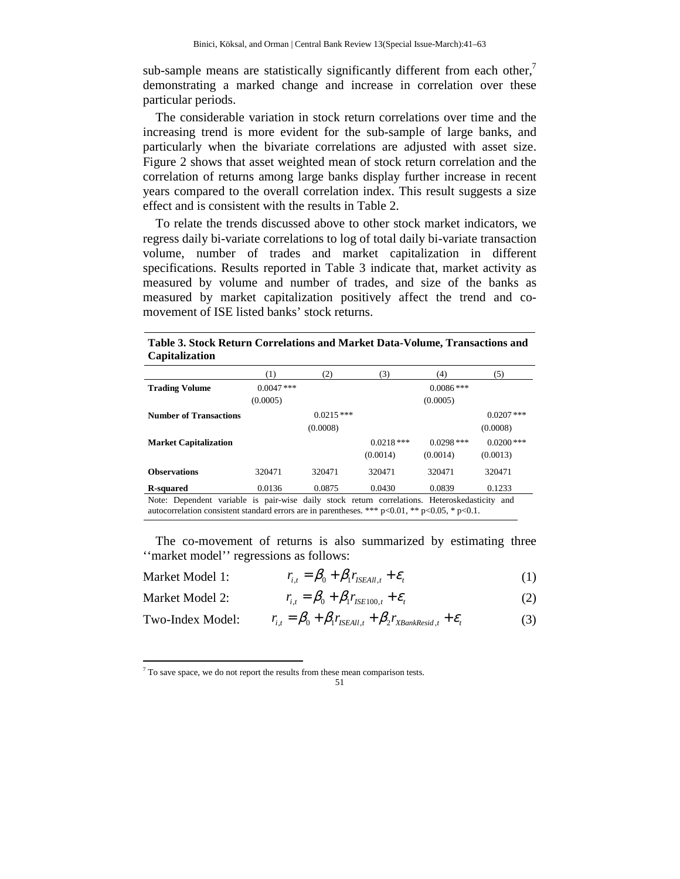sub-sample means are statistically significantly different from each other,[7] demonstrating a marked change and increase in correlation over these particular periods.

The considerable variation in stock return correlations over time and the increasing trend is more evident for the sub-sample of large banks, and particularly when the bivariate correlations are adjusted with asset size. Figure 2 shows that asset weighted mean of stock return correlation and the correlation of returns among large banks display further increase in recent years compared to the overall correlation index. This result suggests a size effect and is consistent with the results in Table 2.

To relate the trends discussed above to other stock market indicators, we regress daily bi-variate correlations to log of total daily bi-variate transaction volume, number of trades and market capitalization in different specifications. Results reported in Table 3 indicate that, market activity as measured by volume and number of trades, and size of the banks as measured by market capitalization positively affect the trend and co-movement of ISE listed banks' stock returns.

**Table 3. Stock Return Correlations and Market Data-Volume, Transactions and Capitalization**

| | (1) | (2) | (3) | (4) | (5) |
|---|---|---|---|---|---|
| **Trading Volume** | 0.0047 *** | | | 0.0086 *** | |
| | (0.0005) | | | (0.0005) | |
| **Number of Transactions** | | 0.0215 *** | | | 0.0207 *** |
| | | (0.0008) | | | (0.0008) |
| **Market Capitalization** | | | 0.0218 *** | 0.0298 *** | 0.0200 *** |
| | | | (0.0014) | (0.0014) | (0.0013) |
| **Observations** | 320471 | 320471 | 320471 | 320471 | 320471 |
| **R-squared** | 0.0136 | 0.0875 | 0.0430 | 0.0839 | 0.1233 |

Note: Dependent variable is pair-wise daily stock return correlations. Heteroskedasticity and autocorrelation consistent standard errors are in parentheses. *** p<0.01, ** p<0.05, * p<0.1.

The co-movement of returns is also summarized by estimating three ''market model'' regressions as follows:

Market Model 1: $$r_{i,t} = \beta_0 + \beta_1 r_{ISEAll,t} + \varepsilon_t \quad (1)$$

Market Model 2: $$r_{i,t} = \beta_0 + \beta_1 r_{ISE100,t} + \varepsilon_t \quad (2)$$

Two-Index Model: $$r_{i,t} = \beta_0 + \beta_1 r_{ISEAll,t} + \beta_2 r_{XBankResid,t} + \varepsilon_t \quad (3)$$

[7] To save space, we do not report the results from these mean comparison tests.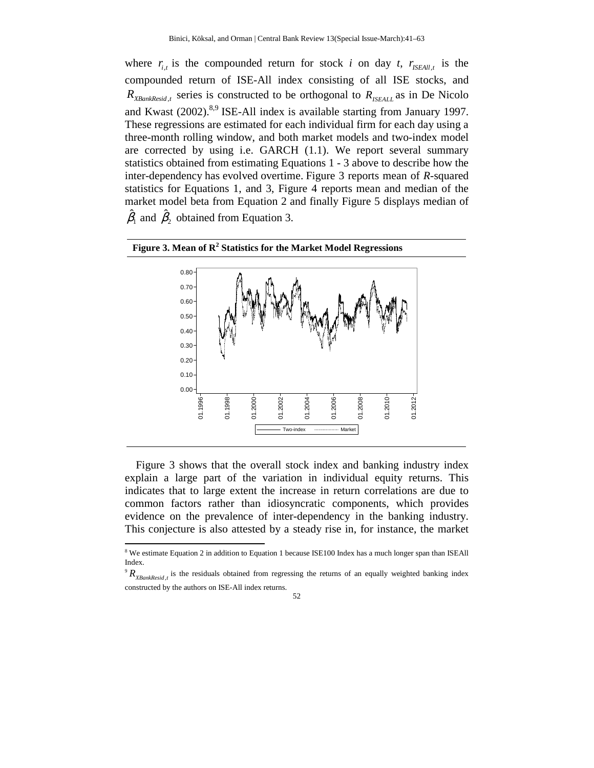where $r_{i,t}$ is the compounded return for stock *i* on day *t*, $r_{ISEAll,t}$ is the compounded return of ISE-All index consisting of all ISE stocks, and $R_{XBankResid,t}$ series is constructed to be orthogonal to $R_{ISEALL}$ as in De Nicolo and Kwast (2002).[8,9] ISE-All index is available starting from January 1997. These regressions are estimated for each individual firm for each day using a three-month rolling window, and both market models and two-index model are corrected by using i.e. GARCH (1.1). We report several summary statistics obtained from estimating Equations 1 - 3 above to describe how the inter-dependency has evolved overtime. Figure 3 reports mean of *R*-squared statistics for Equations 1, and 3, Figure 4 reports mean and median of the market model beta from Equation 2 and finally Figure 5 displays median of $\hat{\beta}_1$ and $\hat{\beta}_2$ obtained from Equation 3.

**Figure 3. Mean of $R^2$ Statistics for the Market Model Regressions**

Figure 3 shows that the overall stock index and banking industry index explain a large part of the variation in individual equity returns. This indicates that to large extent the increase in return correlations are due to common factors rather than idiosyncratic components, which provides evidence on the prevalence of inter-dependency in the banking industry. This conjecture is also attested by a steady rise in, for instance, the market

---

[8] We estimate Equation 2 in addition to Equation 1 because ISE100 Index has a much longer span than ISEAll Index.

[9] $R_{XBankResid,t}$ is the residuals obtained from regressing the returns of an equally weighted banking index constructed by the authors on ISE-All index returns.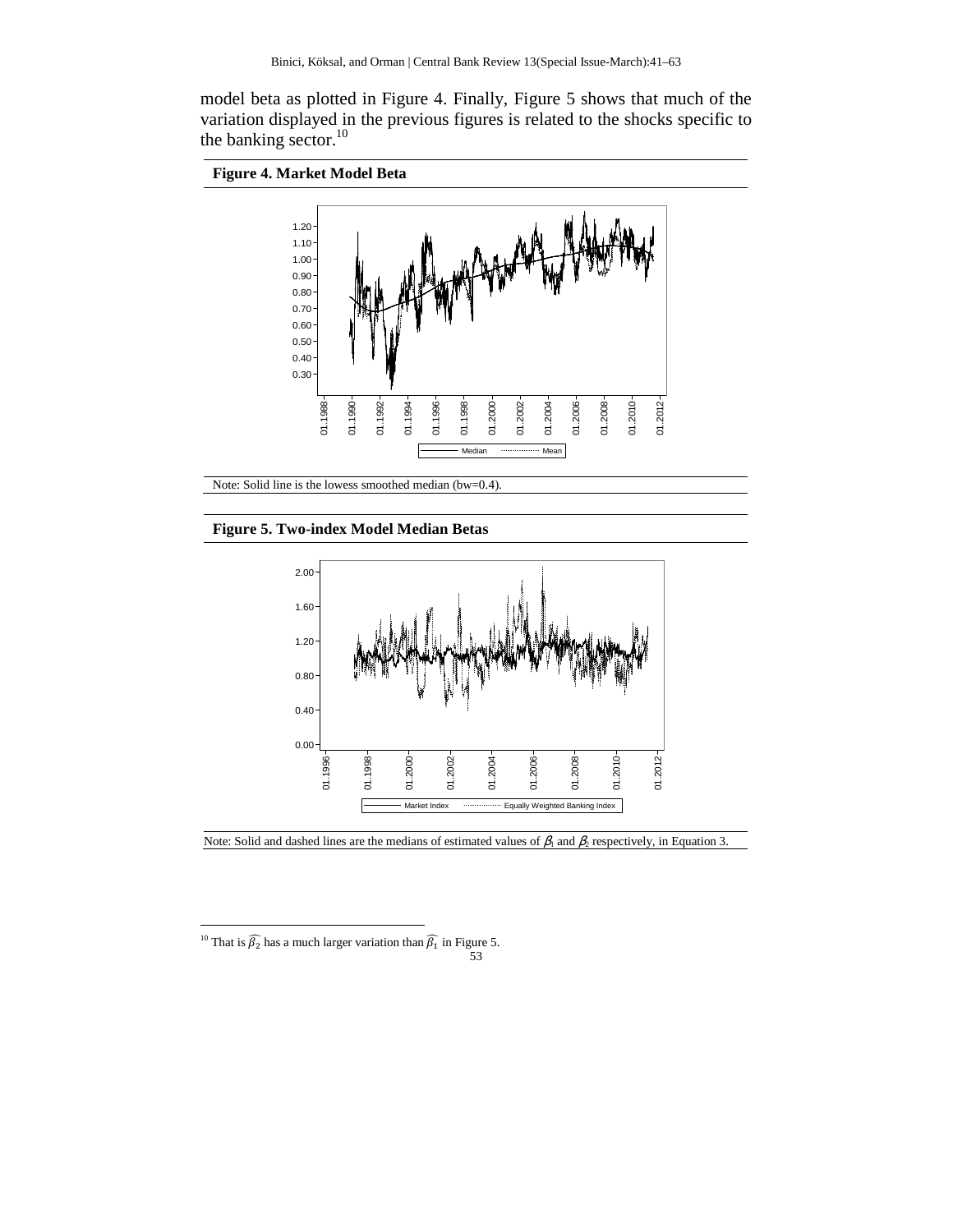model beta as plotted in Figure 4. Finally, Figure 5 shows that much of the variation displayed in the previous figures is related to the shocks specific to the banking sector.[10]

**Figure 4. Market Model Beta**

Note: Solid line is the lowess smoothed median (bw=0.4).

**Figure 5. Two-index Model Median Betas**

Note: Solid and dashed lines are the medians of estimated values of $\beta_1$ and $\beta_2$ respectively, in Equation 3.

---

[10] That is $\widehat{\beta_2}$ has a much larger variation than $\widehat{\beta_1}$ in Figure 5.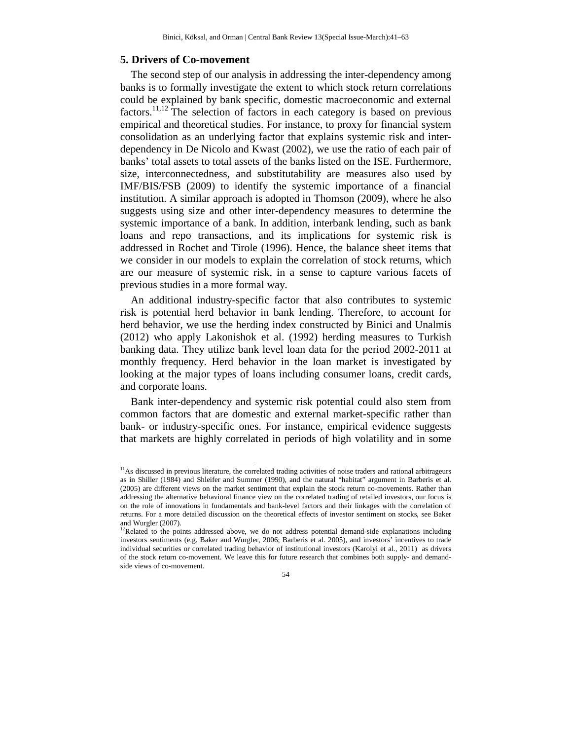## 5. Drivers of Co-movement

The second step of our analysis in addressing the inter-dependency among banks is to formally investigate the extent to which stock return correlations could be explained by bank specific, domestic macroeconomic and external factors.[11,12] The selection of factors in each category is based on previous empirical and theoretical studies. For instance, to proxy for financial system consolidation as an underlying factor that explains systemic risk and inter-dependency in De Nicolo and Kwast (2002), we use the ratio of each pair of banks' total assets to total assets of the banks listed on the ISE. Furthermore, size, interconnectedness, and substitutability are measures also used by IMF/BIS/FSB (2009) to identify the systemic importance of a financial institution. A similar approach is adopted in Thomson (2009), where he also suggests using size and other inter-dependency measures to determine the systemic importance of a bank. In addition, interbank lending, such as bank loans and repo transactions, and its implications for systemic risk is addressed in Rochet and Tirole (1996). Hence, the balance sheet items that we consider in our models to explain the correlation of stock returns, which are our measure of systemic risk, in a sense to capture various facets of previous studies in a more formal way.

An additional industry-specific factor that also contributes to systemic risk is potential herd behavior in bank lending. Therefore, to account for herd behavior, we use the herding index constructed by Binici and Unalmis (2012) who apply Lakonishok et al. (1992) herding measures to Turkish banking data. They utilize bank level loan data for the period 2002-2011 at monthly frequency. Herd behavior in the loan market is investigated by looking at the major types of loans including consumer loans, credit cards, and corporate loans.

Bank inter-dependency and systemic risk potential could also stem from common factors that are domestic and external market-specific rather than bank- or industry-specific ones. For instance, empirical evidence suggests that markets are highly correlated in periods of high volatility and in some

---

[11] As discussed in previous literature, the correlated trading activities of noise traders and rational arbitrageurs as in Shiller (1984) and Shleifer and Summer (1990), and the natural "habitat" argument in Barberis et al. (2005) are different views on the market sentiment that explain the stock return co-movements. Rather than addressing the alternative behavioral finance view on the correlated trading of retailed investors, our focus is on the role of innovations in fundamentals and bank-level factors and their linkages with the correlation of returns. For a more detailed discussion on the theoretical effects of investor sentiment on stocks, see Baker and Wurgler (2007).

[12] Related to the points addressed above, we do not address potential demand-side explanations including investors sentiments (e.g. Baker and Wurgler, 2006; Barberis et al. 2005), and investors' incentives to trade individual securities or correlated trading behavior of institutional investors (Karolyi et al., 2011) as drivers of the stock return co-movement. We leave this for future research that combines both supply- and demand-side views of co-movement.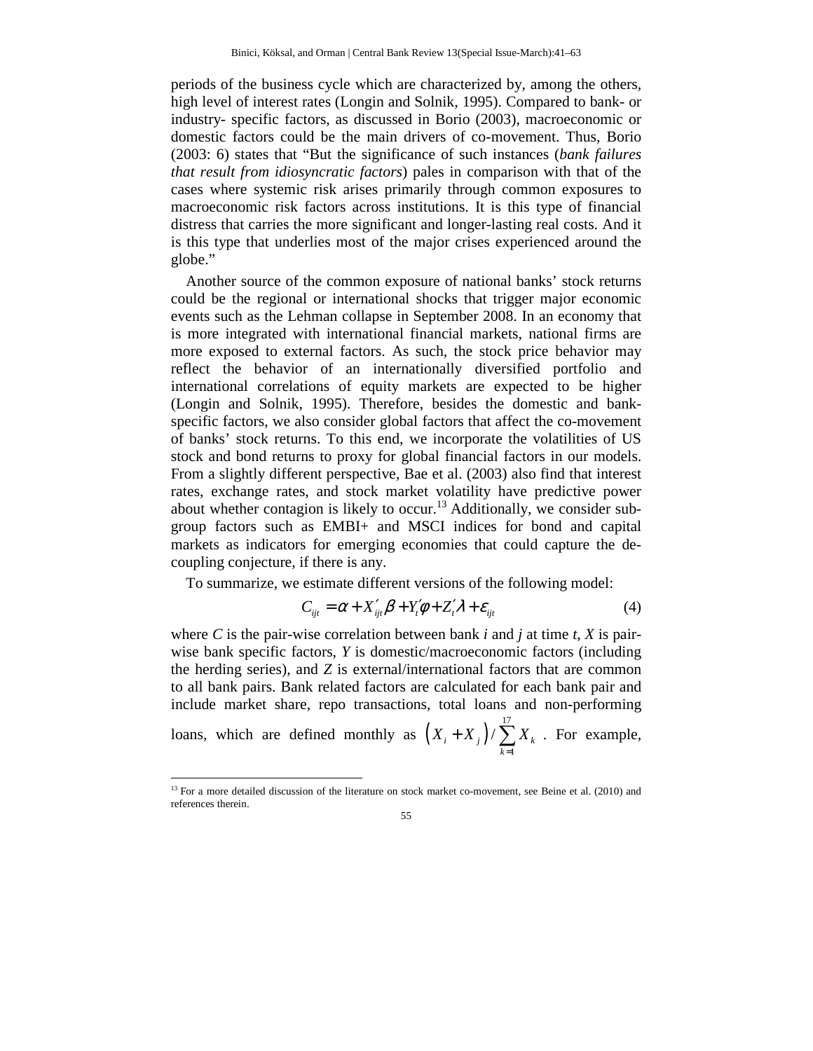periods of the business cycle which are characterized by, among the others, high level of interest rates (Longin and Solnik, 1995). Compared to bank- or industry- specific factors, as discussed in Borio (2003), macroeconomic or domestic factors could be the main drivers of co-movement. Thus, Borio (2003: 6) states that "But the significance of such instances (*bank failures that result from idiosyncratic factors*) pales in comparison with that of the cases where systemic risk arises primarily through common exposures to macroeconomic risk factors across institutions. It is this type of financial distress that carries the more significant and longer-lasting real costs. And it is this type that underlies most of the major crises experienced around the globe."

Another source of the common exposure of national banks' stock returns could be the regional or international shocks that trigger major economic events such as the Lehman collapse in September 2008. In an economy that is more integrated with international financial markets, national firms are more exposed to external factors. As such, the stock price behavior may reflect the behavior of an internationally diversified portfolio and international correlations of equity markets are expected to be higher (Longin and Solnik, 1995). Therefore, besides the domestic and bank-specific factors, we also consider global factors that affect the co-movement of banks' stock returns. To this end, we incorporate the volatilities of US stock and bond returns to proxy for global financial factors in our models. From a slightly different perspective, Bae et al. (2003) also find that interest rates, exchange rates, and stock market volatility have predictive power about whether contagion is likely to occur.[13] Additionally, we consider sub-group factors such as EMBI+ and MSCI indices for bond and capital markets as indicators for emerging economies that could capture the de-coupling conjecture, if there is any.

To summarize, we estimate different versions of the following model:

$$C_{ijt} = \alpha + X'_{ijt}\beta + Y'_t\phi + Z'_t\lambda + \varepsilon_{ijt} \tag{4}$$

where $C$ is the pair-wise correlation between bank $i$ and $j$ at time $t$, $X$ is pair-wise bank specific factors, $Y$ is domestic/macroeconomic factors (including the herding series), and $Z$ is external/international factors that are common to all bank pairs. Bank related factors are calculated for each bank pair and include market share, repo transactions, total loans and non-performing loans, which are defined monthly as $\left(X_i + X_j\right) / \sum_{k=1}^{17} X_k$ . For example,

[13] For a more detailed discussion of the literature on stock market co-movement, see Beine et al. (2010) and references therein.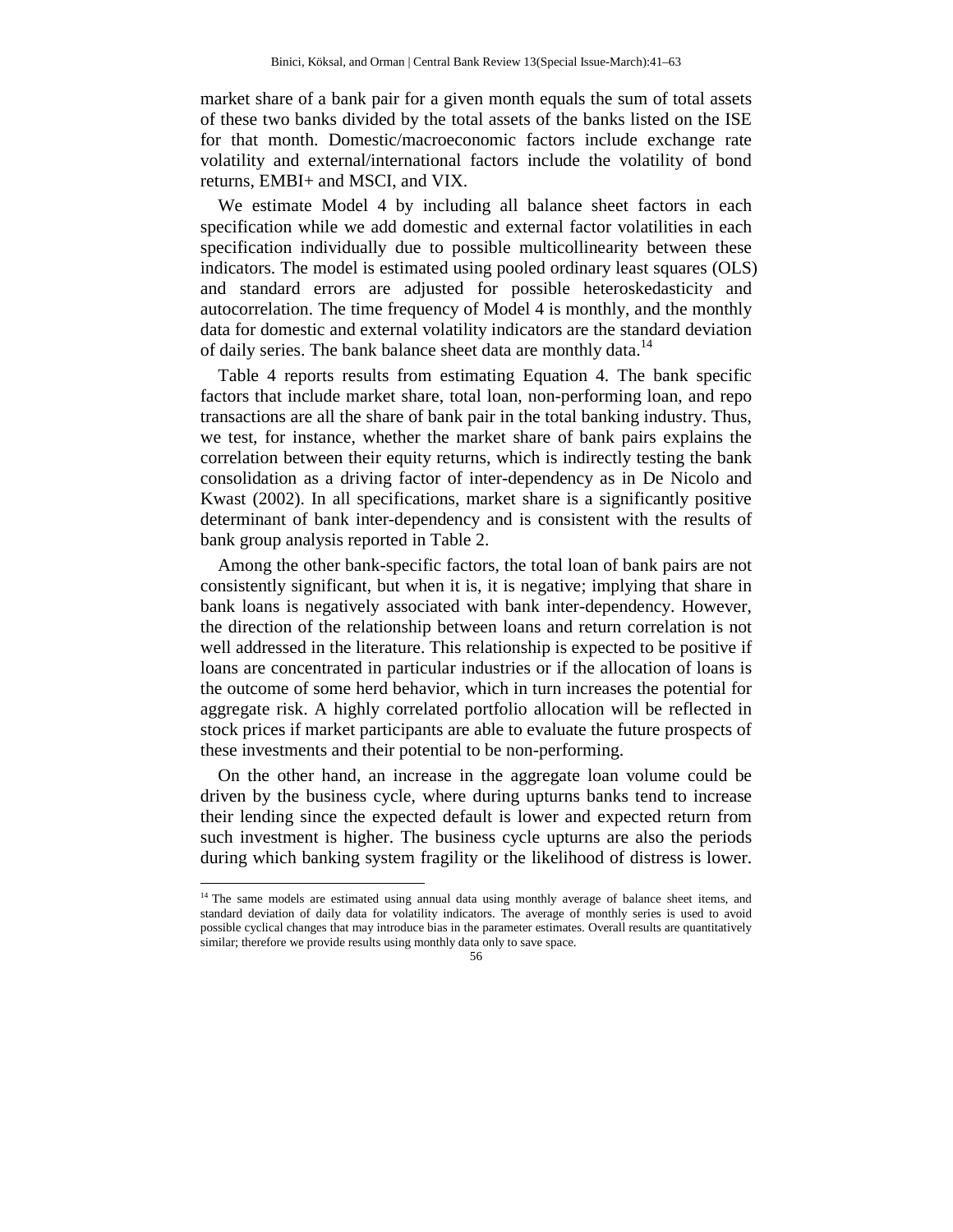market share of a bank pair for a given month equals the sum of total assets of these two banks divided by the total assets of the banks listed on the ISE for that month. Domestic/macroeconomic factors include exchange rate volatility and external/international factors include the volatility of bond returns, EMBI+ and MSCI, and VIX.

We estimate Model 4 by including all balance sheet factors in each specification while we add domestic and external factor volatilities in each specification individually due to possible multicollinearity between these indicators. The model is estimated using pooled ordinary least squares (OLS) and standard errors are adjusted for possible heteroskedasticity and autocorrelation. The time frequency of Model 4 is monthly, and the monthly data for domestic and external volatility indicators are the standard deviation of daily series. The bank balance sheet data are monthly data.[14]

Table 4 reports results from estimating Equation 4. The bank specific factors that include market share, total loan, non-performing loan, and repo transactions are all the share of bank pair in the total banking industry. Thus, we test, for instance, whether the market share of bank pairs explains the correlation between their equity returns, which is indirectly testing the bank consolidation as a driving factor of inter-dependency as in De Nicolo and Kwast (2002). In all specifications, market share is a significantly positive determinant of bank inter-dependency and is consistent with the results of bank group analysis reported in Table 2.

Among the other bank-specific factors, the total loan of bank pairs are not consistently significant, but when it is, it is negative; implying that share in bank loans is negatively associated with bank inter-dependency. However, the direction of the relationship between loans and return correlation is not well addressed in the literature. This relationship is expected to be positive if loans are concentrated in particular industries or if the allocation of loans is the outcome of some herd behavior, which in turn increases the potential for aggregate risk. A highly correlated portfolio allocation will be reflected in stock prices if market participants are able to evaluate the future prospects of these investments and their potential to be non-performing.

On the other hand, an increase in the aggregate loan volume could be driven by the business cycle, where during upturns banks tend to increase their lending since the expected default is lower and expected return from such investment is higher. The business cycle upturns are also the periods during which banking system fragility or the likelihood of distress is lower.

[14] The same models are estimated using annual data using monthly average of balance sheet items, and standard deviation of daily data for volatility indicators. The average of monthly series is used to avoid possible cyclical changes that may introduce bias in the parameter estimates. Overall results are quantitatively similar; therefore we provide results using monthly data only to save space.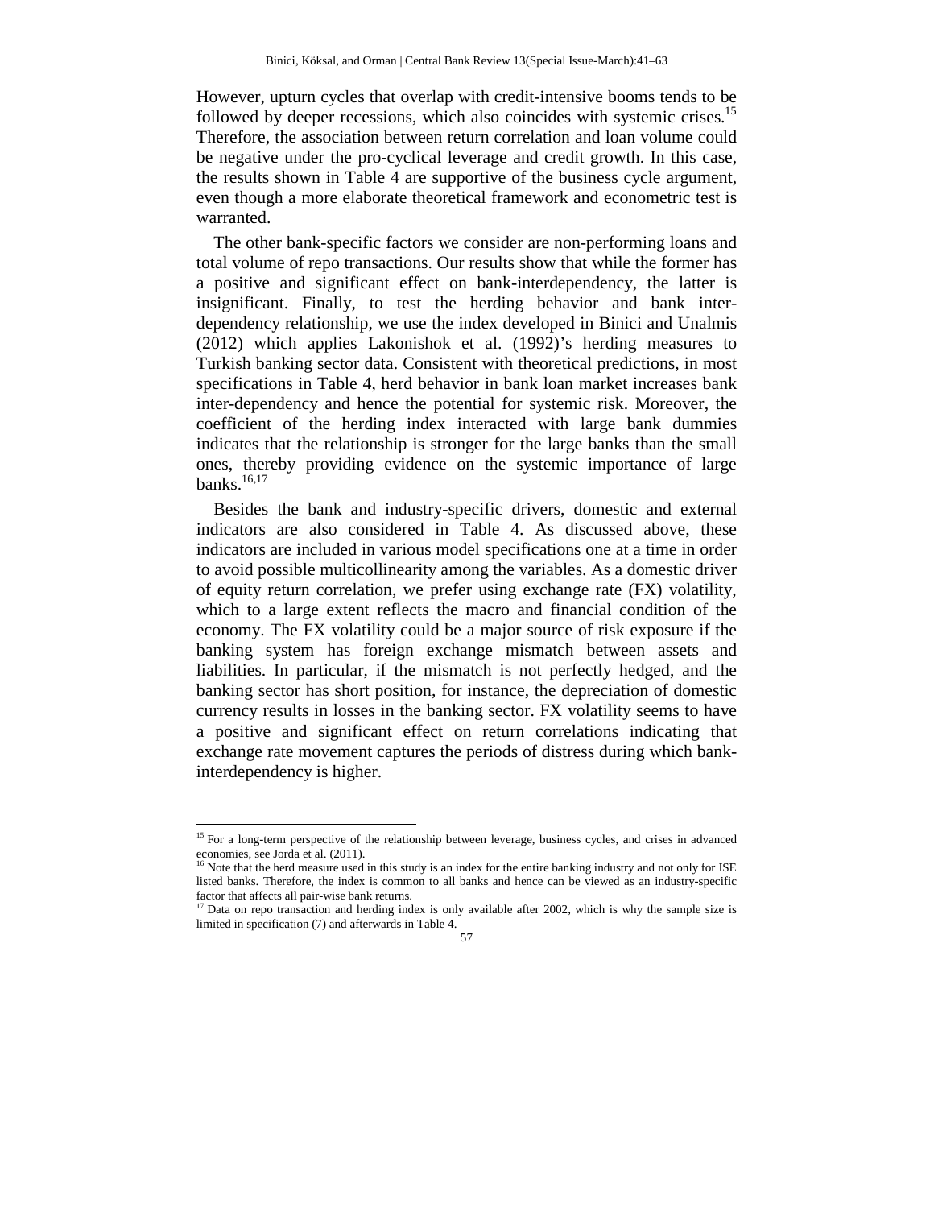However, upturn cycles that overlap with credit-intensive booms tends to be followed by deeper recessions, which also coincides with systemic crises.[15] Therefore, the association between return correlation and loan volume could be negative under the pro-cyclical leverage and credit growth. In this case, the results shown in Table 4 are supportive of the business cycle argument, even though a more elaborate theoretical framework and econometric test is warranted.

The other bank-specific factors we consider are non-performing loans and total volume of repo transactions. Our results show that while the former has a positive and significant effect on bank-interdependency, the latter is insignificant. Finally, to test the herding behavior and bank inter-dependency relationship, we use the index developed in Binici and Unalmis (2012) which applies Lakonishok et al. (1992)'s herding measures to Turkish banking sector data. Consistent with theoretical predictions, in most specifications in Table 4, herd behavior in bank loan market increases bank inter-dependency and hence the potential for systemic risk. Moreover, the coefficient of the herding index interacted with large bank dummies indicates that the relationship is stronger for the large banks than the small ones, thereby providing evidence on the systemic importance of large banks.[16,17]

Besides the bank and industry-specific drivers, domestic and external indicators are also considered in Table 4. As discussed above, these indicators are included in various model specifications one at a time in order to avoid possible multicollinearity among the variables. As a domestic driver of equity return correlation, we prefer using exchange rate (FX) volatility, which to a large extent reflects the macro and financial condition of the economy. The FX volatility could be a major source of risk exposure if the banking system has foreign exchange mismatch between assets and liabilities. In particular, if the mismatch is not perfectly hedged, and the banking sector has short position, for instance, the depreciation of domestic currency results in losses in the banking sector. FX volatility seems to have a positive and significant effect on return correlations indicating that exchange rate movement captures the periods of distress during which bank-interdependency is higher.

---

[15] For a long-term perspective of the relationship between leverage, business cycles, and crises in advanced economies, see Jorda et al. (2011).

[16] Note that the herd measure used in this study is an index for the entire banking industry and not only for ISE listed banks. Therefore, the index is common to all banks and hence can be viewed as an industry-specific factor that affects all pair-wise bank returns.

[17] Data on repo transaction and herding index is only available after 2002, which is why the sample size is limited in specification (7) and afterwards in Table 4.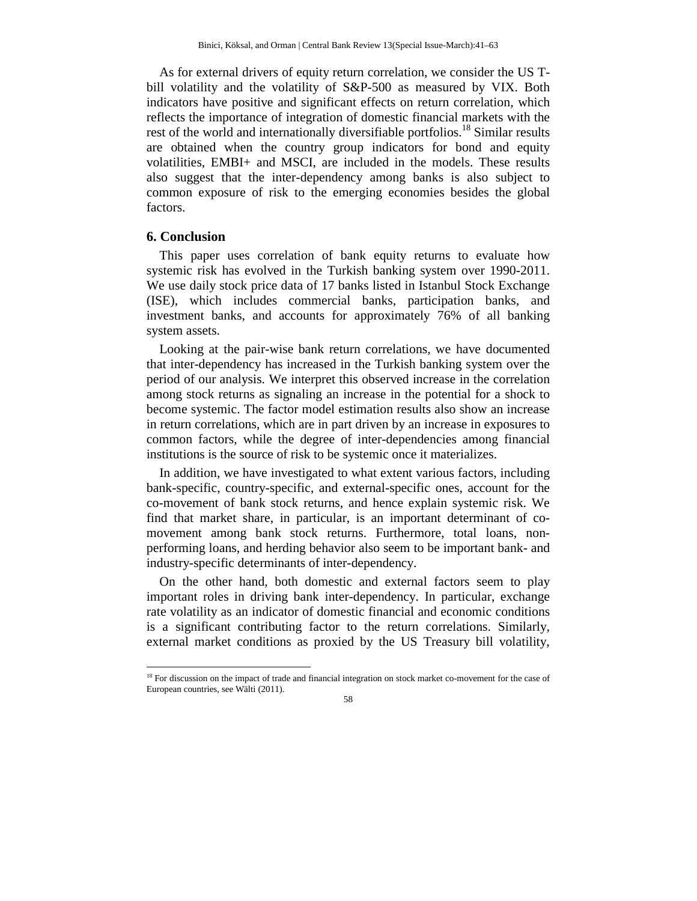As for external drivers of equity return correlation, we consider the US T-bill volatility and the volatility of S&P-500 as measured by VIX. Both indicators have positive and significant effects on return correlation, which reflects the importance of integration of domestic financial markets with the rest of the world and internationally diversifiable portfolios.[18] Similar results are obtained when the country group indicators for bond and equity volatilities, EMBI+ and MSCI, are included in the models. These results also suggest that the inter-dependency among banks is also subject to common exposure of risk to the emerging economies besides the global factors.

## 6. Conclusion

This paper uses correlation of bank equity returns to evaluate how systemic risk has evolved in the Turkish banking system over 1990-2011. We use daily stock price data of 17 banks listed in Istanbul Stock Exchange (ISE), which includes commercial banks, participation banks, and investment banks, and accounts for approximately 76% of all banking system assets.

Looking at the pair-wise bank return correlations, we have documented that inter-dependency has increased in the Turkish banking system over the period of our analysis. We interpret this observed increase in the correlation among stock returns as signaling an increase in the potential for a shock to become systemic. The factor model estimation results also show an increase in return correlations, which are in part driven by an increase in exposures to common factors, while the degree of inter-dependencies among financial institutions is the source of risk to be systemic once it materializes.

In addition, we have investigated to what extent various factors, including bank-specific, country-specific, and external-specific ones, account for the co-movement of bank stock returns, and hence explain systemic risk. We find that market share, in particular, is an important determinant of co-movement among bank stock returns. Furthermore, total loans, non-performing loans, and herding behavior also seem to be important bank- and industry-specific determinants of inter-dependency.

On the other hand, both domestic and external factors seem to play important roles in driving bank inter-dependency. In particular, exchange rate volatility as an indicator of domestic financial and economic conditions is a significant contributing factor to the return correlations. Similarly, external market conditions as proxied by the US Treasury bill volatility,

[18] For discussion on the impact of trade and financial integration on stock market co-movement for the case of European countries, see Wälti (2011).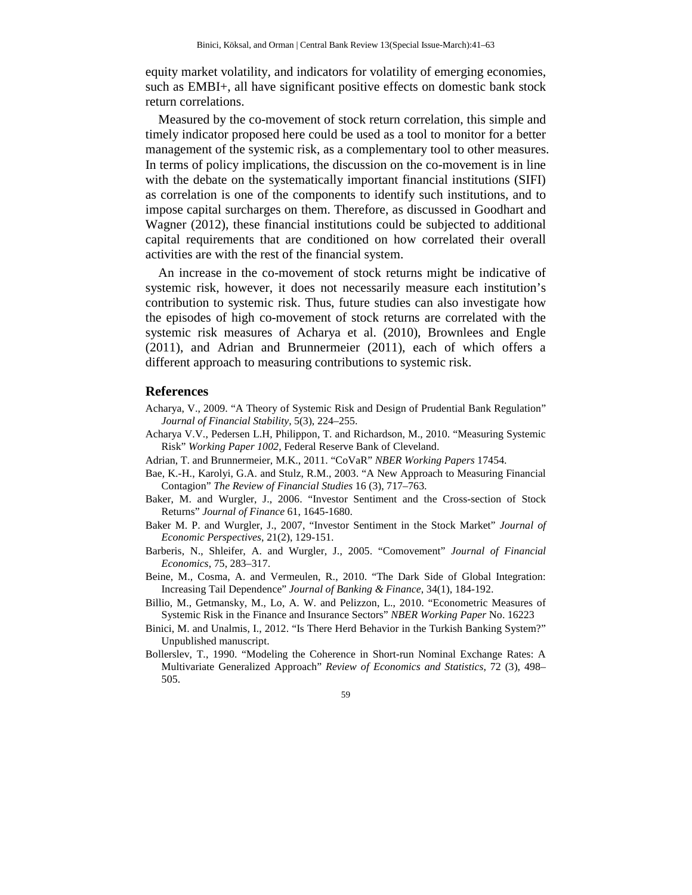equity market volatility, and indicators for volatility of emerging economies, such as EMBI+, all have significant positive effects on domestic bank stock return correlations.

Measured by the co-movement of stock return correlation, this simple and timely indicator proposed here could be used as a tool to monitor for a better management of the systemic risk, as a complementary tool to other measures. In terms of policy implications, the discussion on the co-movement is in line with the debate on the systematically important financial institutions (SIFI) as correlation is one of the components to identify such institutions, and to impose capital surcharges on them. Therefore, as discussed in Goodhart and Wagner (2012), these financial institutions could be subjected to additional capital requirements that are conditioned on how correlated their overall activities are with the rest of the financial system.

An increase in the co-movement of stock returns might be indicative of systemic risk, however, it does not necessarily measure each institution's contribution to systemic risk. Thus, future studies can also investigate how the episodes of high co-movement of stock returns are correlated with the systemic risk measures of Acharya et al. (2010), Brownlees and Engle (2011), and Adrian and Brunnermeier (2011), each of which offers a different approach to measuring contributions to systemic risk.

## References

Acharya, V., 2009. "A Theory of Systemic Risk and Design of Prudential Bank Regulation" *Journal of Financial Stability*, 5(3), 224–255.

Acharya V.V., Pedersen L.H, Philippon, T. and Richardson, M., 2010. "Measuring Systemic Risk" *Working Paper 1002*, Federal Reserve Bank of Cleveland.

Adrian, T. and Brunnermeier, M.K., 2011. "CoVaR" *NBER Working Papers* 17454.

Bae, K.-H., Karolyi, G.A. and Stulz, R.M., 2003. "A New Approach to Measuring Financial Contagion" *The Review of Financial Studies* 16 (3), 717–763.

Baker, M. and Wurgler, J., 2006. "Investor Sentiment and the Cross-section of Stock Returns" *Journal of Finance* 61, 1645-1680.

Baker M. P. and Wurgler, J., 2007, "Investor Sentiment in the Stock Market" *Journal of Economic Perspectives*, 21(2), 129-151.

Barberis, N., Shleifer, A. and Wurgler, J., 2005. "Comovement" *Journal of Financial Economics*, 75, 283–317.

Beine, M., Cosma, A. and Vermeulen, R., 2010. "The Dark Side of Global Integration: Increasing Tail Dependence" *Journal of Banking & Finance*, 34(1), 184-192.

Billio, M., Getmansky, M., Lo, A. W. and Pelizzon, L., 2010. "Econometric Measures of Systemic Risk in the Finance and Insurance Sectors" *NBER Working Paper* No. 16223

Binici, M. and Unalmis, I., 2012. "Is There Herd Behavior in the Turkish Banking System?" Unpublished manuscript.

Bollerslev, T., 1990. "Modeling the Coherence in Short-run Nominal Exchange Rates: A Multivariate Generalized Approach" *Review of Economics and Statistics*, 72 (3), 498–505.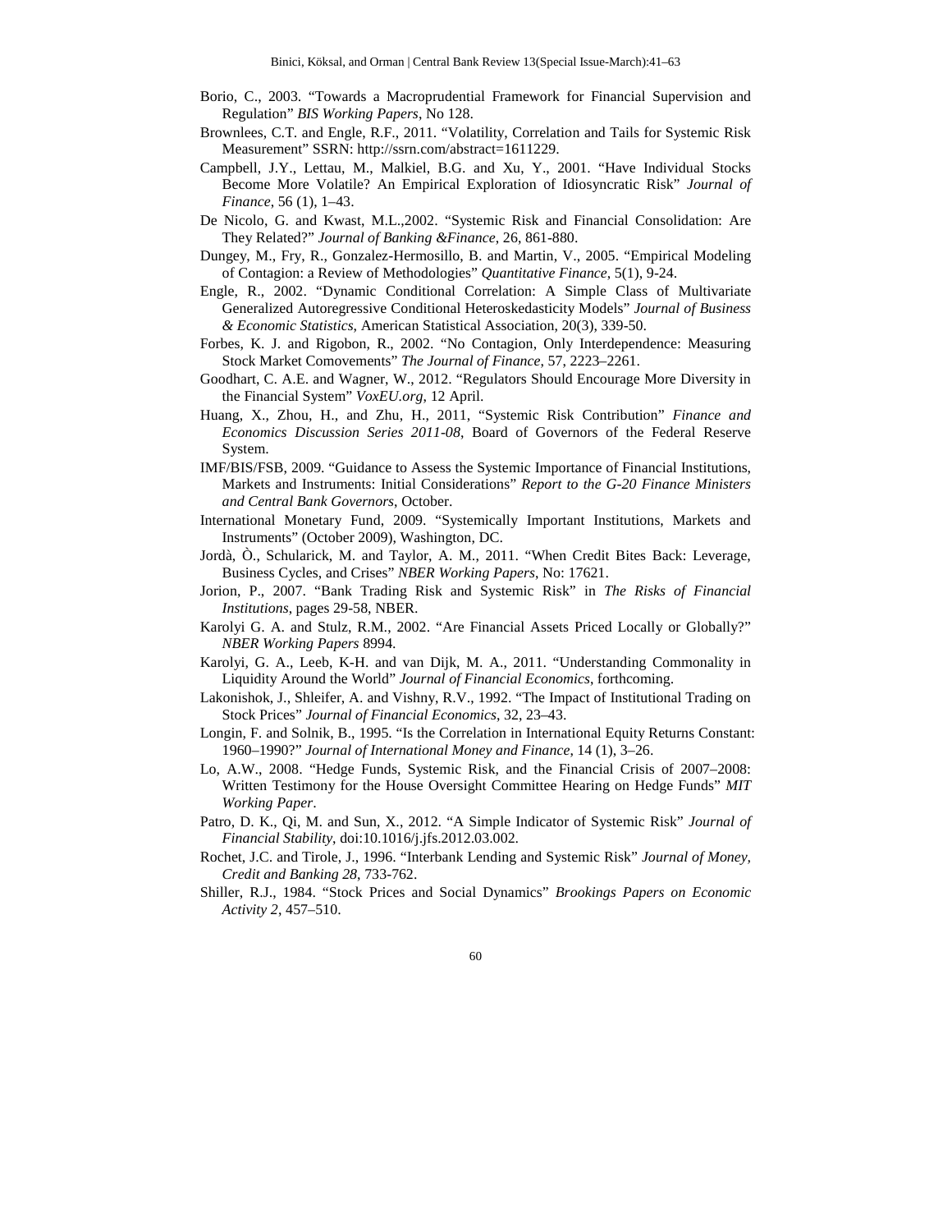Borio, C., 2003. "Towards a Macroprudential Framework for Financial Supervision and Regulation" *BIS Working Papers*, No 128.

Brownlees, C.T. and Engle, R.F., 2011. "Volatility, Correlation and Tails for Systemic Risk Measurement" SSRN: http://ssrn.com/abstract=1611229.

Campbell, J.Y., Lettau, M., Malkiel, B.G. and Xu, Y., 2001. "Have Individual Stocks Become More Volatile? An Empirical Exploration of Idiosyncratic Risk" *Journal of Finance*, 56 (1), 1–43.

De Nicolo, G. and Kwast, M.L.,2002. "Systemic Risk and Financial Consolidation: Are They Related?" *Journal of Banking &Finance*, 26, 861-880.

Dungey, M., Fry, R., Gonzalez-Hermosillo, B. and Martin, V., 2005. "Empirical Modeling of Contagion: a Review of Methodologies" *Quantitative Finance*, 5(1), 9-24.

Engle, R., 2002. "Dynamic Conditional Correlation: A Simple Class of Multivariate Generalized Autoregressive Conditional Heteroskedasticity Models" *Journal of Business & Economic Statistics*, American Statistical Association, 20(3), 339-50.

Forbes, K. J. and Rigobon, R., 2002. "No Contagion, Only Interdependence: Measuring Stock Market Comovements" *The Journal of Finance*, 57, 2223–2261.

Goodhart, C. A.E. and Wagner, W., 2012. "Regulators Should Encourage More Diversity in the Financial System" *VoxEU.org*, 12 April.

Huang, X., Zhou, H., and Zhu, H., 2011, "Systemic Risk Contribution" *Finance and Economics Discussion Series 2011-08*, Board of Governors of the Federal Reserve System.

IMF/BIS/FSB, 2009. "Guidance to Assess the Systemic Importance of Financial Institutions, Markets and Instruments: Initial Considerations" *Report to the G-20 Finance Ministers and Central Bank Governors*, October.

International Monetary Fund, 2009. "Systemically Important Institutions, Markets and Instruments" (October 2009), Washington, DC.

Jordà, Ò., Schularick, M. and Taylor, A. M., 2011. "When Credit Bites Back: Leverage, Business Cycles, and Crises" *NBER Working Papers*, No: 17621.

Jorion, P., 2007. "Bank Trading Risk and Systemic Risk" in *The Risks of Financial Institutions*, pages 29-58, NBER.

Karolyi G. A. and Stulz, R.M., 2002. "Are Financial Assets Priced Locally or Globally?" *NBER Working Papers* 8994.

Karolyi, G. A., Leeb, K-H. and van Dijk, M. A., 2011. "Understanding Commonality in Liquidity Around the World" *Journal of Financial Economics*, forthcoming.

Lakonishok, J., Shleifer, A. and Vishny, R.V., 1992. "The Impact of Institutional Trading on Stock Prices" *Journal of Financial Economics*, 32, 23–43.

Longin, F. and Solnik, B., 1995. "Is the Correlation in International Equity Returns Constant: 1960–1990?" *Journal of International Money and Finance*, 14 (1), 3–26.

Lo, A.W., 2008. "Hedge Funds, Systemic Risk, and the Financial Crisis of 2007–2008: Written Testimony for the House Oversight Committee Hearing on Hedge Funds" *MIT Working Paper*.

Patro, D. K., Qi, M. and Sun, X., 2012. "A Simple Indicator of Systemic Risk" *Journal of Financial Stability*, doi:10.1016/j.jfs.2012.03.002.

Rochet, J.C. and Tirole, J., 1996. "Interbank Lending and Systemic Risk" *Journal of Money, Credit and Banking 28*, 733-762.

Shiller, R.J., 1984. "Stock Prices and Social Dynamics" *Brookings Papers on Economic Activity 2*, 457–510.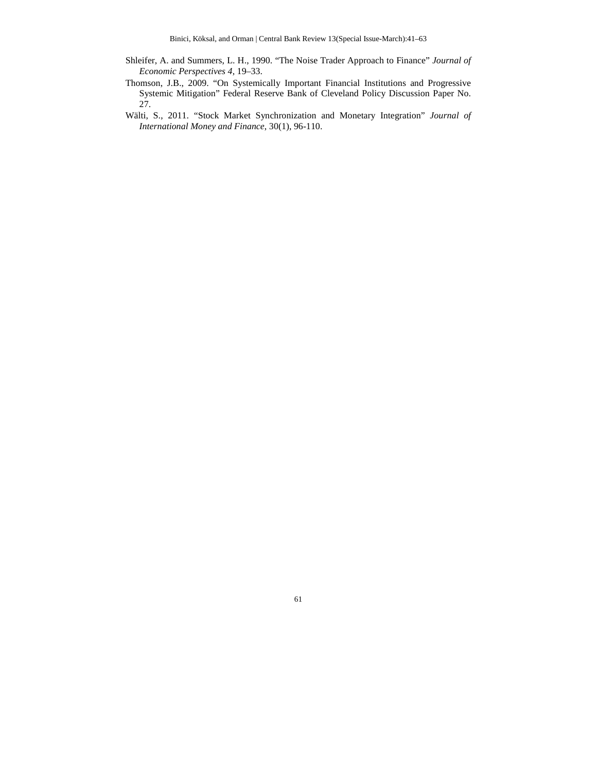Shleifer, A. and Summers, L. H., 1990. "The Noise Trader Approach to Finance" *Journal of Economic Perspectives 4*, 19–33.

Thomson, J.B., 2009. "On Systemically Important Financial Institutions and Progressive Systemic Mitigation" Federal Reserve Bank of Cleveland Policy Discussion Paper No. 27.

Wälti, S., 2011. "Stock Market Synchronization and Monetary Integration" *Journal of International Money and Finance*, 30(1), 96-110.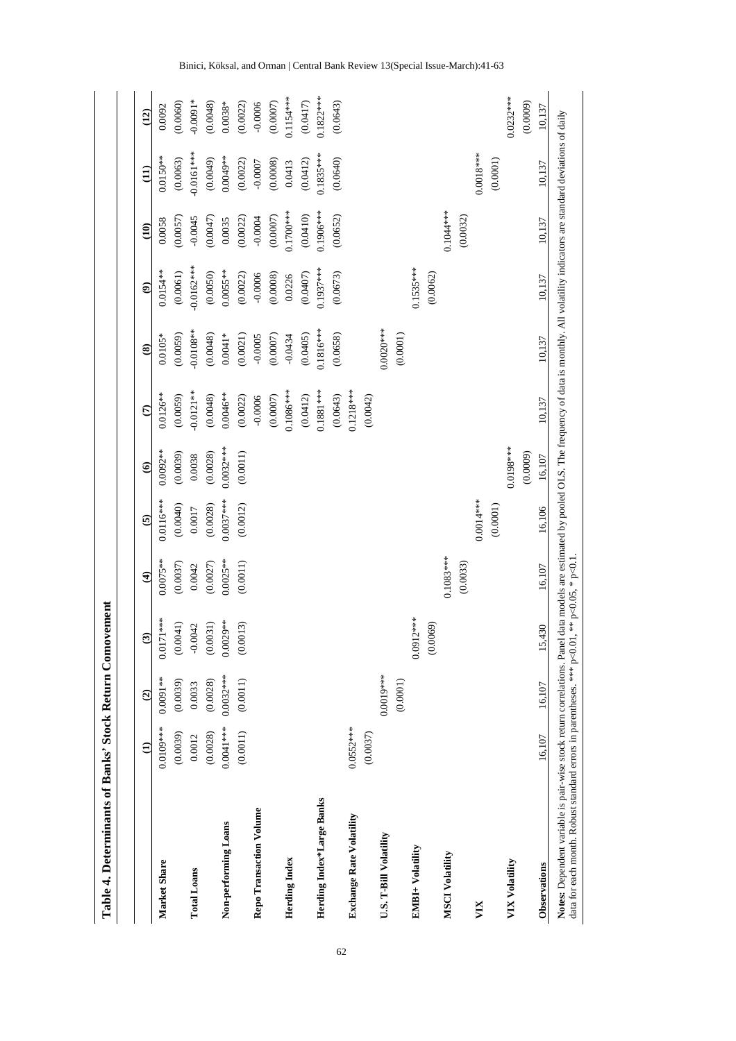**Table 4. Determinants of Banks' Stock Return Comovement**

| | (1) | (2) | (3) | (4) | (5) | (6) | (7) | (8) | (9) | (10) | (11) | (12) |
|---|---|---|---|---|---|---|---|---|---|---|---|---|
| **Market Share** | 0.0109*** | 0.0091** | 0.0171*** | 0.0075** | 0.0116*** | 0.0092** | 0.0126** | 0.0105* | 0.0154** | 0.0058 | 0.0150** | 0.0092 |
| | (0.0039) | (0.0039) | (0.0041) | (0.0037) | (0.0040) | (0.0039) | (0.0059) | (0.0059) | (0.0061) | (0.0057) | (0.0063) | (0.0060) |
| **Total Loans** | 0.0012 | 0.0033 | -0.0042 | 0.0042 | 0.0017 | 0.0038 | -0.0121** | -0.0108** | -0.0162*** | -0.0045 | -0.0161*** | -0.0091* |
| | (0.0028) | (0.0028) | (0.0031) | (0.0027) | (0.0028) | (0.0028) | (0.0048) | (0.0048) | (0.0050) | (0.0047) | (0.0049) | (0.0048) |
| **Non-performing Loans** | 0.0041*** | 0.0032*** | 0.0029** | 0.0025** | 0.0037*** | 0.0032*** | 0.0046** | 0.0041* | 0.0055** | 0.0035 | 0.0049** | 0.0038* |
| | (0.0011) | (0.0011) | (0.0013) | (0.0011) | (0.0012) | (0.0011) | (0.0022) | (0.0021) | (0.0022) | (0.0022) | (0.0022) | (0.0022) |
| **Repo Transaction Volume** | | | | | | | -0.0006 | -0.0005 | -0.0006 | -0.0004 | -0.0007 | -0.0006 |
| | | | | | | | (0.0007) | (0.0007) | (0.0008) | (0.0007) | (0.0008) | (0.0007) |
| **Herding Index** | | | | | | | 0.1086*** | -0.0434 | 0.0226 | 0.1700*** | 0.0413 | 0.1154*** |
| | | | | | | | (0.0412) | (0.0405) | (0.0407) | (0.0410) | (0.0412) | (0.0417) |
| **Herding Index*Large Banks** | | | | | | | 0.1881*** | 0.1816*** | 0.1937*** | 0.1906*** | 0.1835*** | 0.1822*** |
| | | | | | | | (0.0643) | (0.0658) | (0.0673) | (0.0652) | (0.0640) | (0.0643) |
| **Exchange Rate Volatility** | 0.0552*** | | | | | | 0.1218*** | | | | | |
| | (0.0037) | | | | | | (0.0042) | | | | | |
| **U.S. T-Bill Volatility** | | 0.0019*** | | | | | | 0.0020*** | | | | |
| | | (0.0001) | | | | | | (0.0001) | | | | |
| **EMBI+ Volatility** | | | 0.0912*** | | | | | | 0.1535*** | | | |
| | | | (0.0069) | | | | | | (0.0062) | | | |
| **MSCI Volatility** | | | | 0.1083*** | | | | | | 0.1044*** | | |
| | | | | (0.0033) | | | | | | (0.0032) | | |
| **VIX** | | | | | 0.0014*** | | | | | | 0.0018*** | |
| | | | | | (0.0001) | | | | | | (0.0001) | |
| **VIX Volatility** | | | | | | 0.0198*** | | | | | | 0.0232*** |
| | | | | | | (0.0009) | | | | | | (0.0009) |
| **Observations** | 16,107 | 16,107 | 15,430 | 16,107 | 16,106 | 16,107 | 10,137 | 10,137 | 10,137 | 10,137 | 10,137 | 10,137 |

**Notes:** Dependent variable is pair-wise stock return correlations. Panel data models are estimated by pooled OLS. The frequency of data is monthly. All volatility indicators are standard deviations of daily data for each month. Robust standard errors in parentheses. *** p<0.01, ** p<0.05, * p<0.1.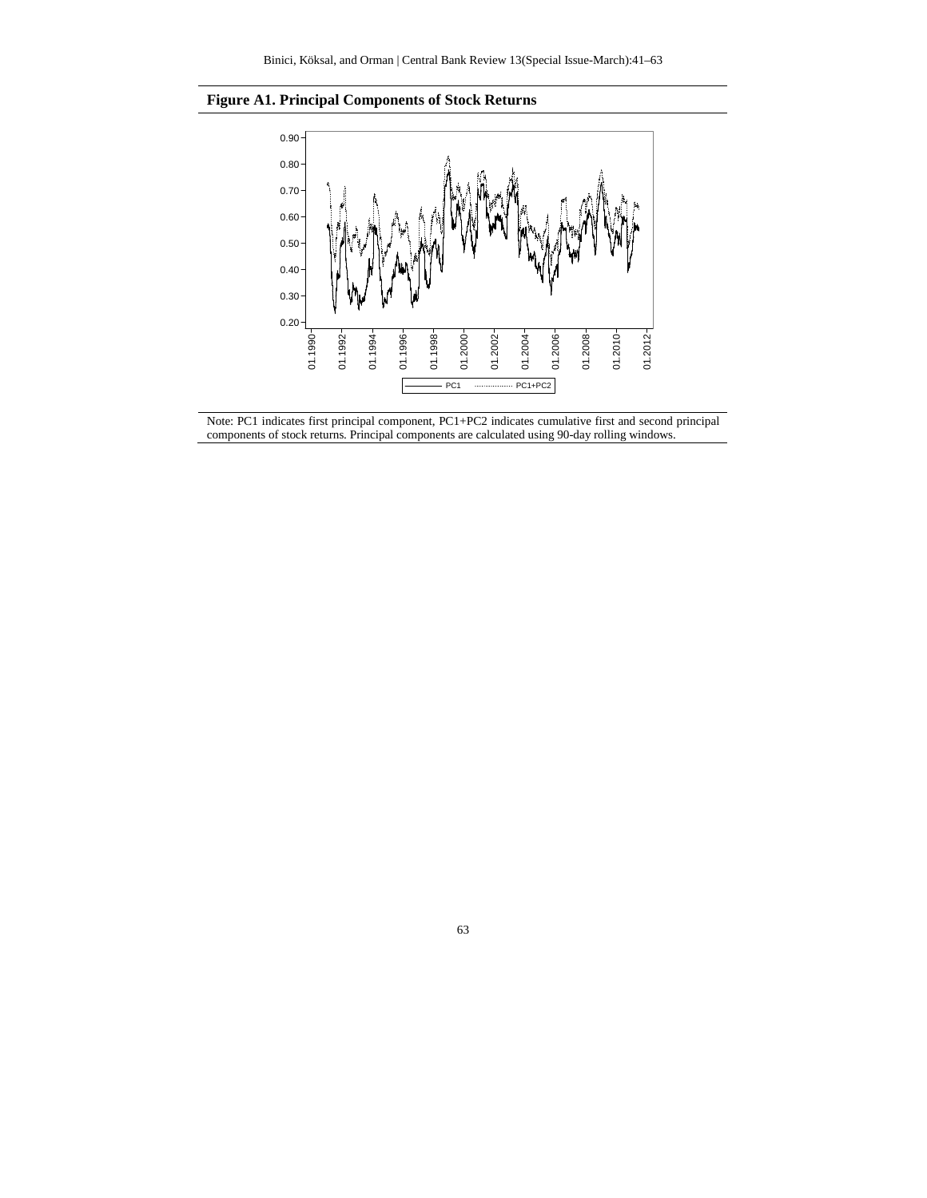**Figure A1. Principal Components of Stock Returns**

0.90
0.80
0.70
0.60
0.50
0.40
0.30
0.20

01.1990
01.1992
01.1994
01.1996
01.1998
01.2000
01.2002
01.2004
01.2006
01.2008
01.2010
01.2012

PC1
PC1+PC2

Note: PC1 indicates first principal component, PC1+PC2 indicates cumulative first and second principal components of stock returns. Principal components are calculated using 90-day rolling windows.